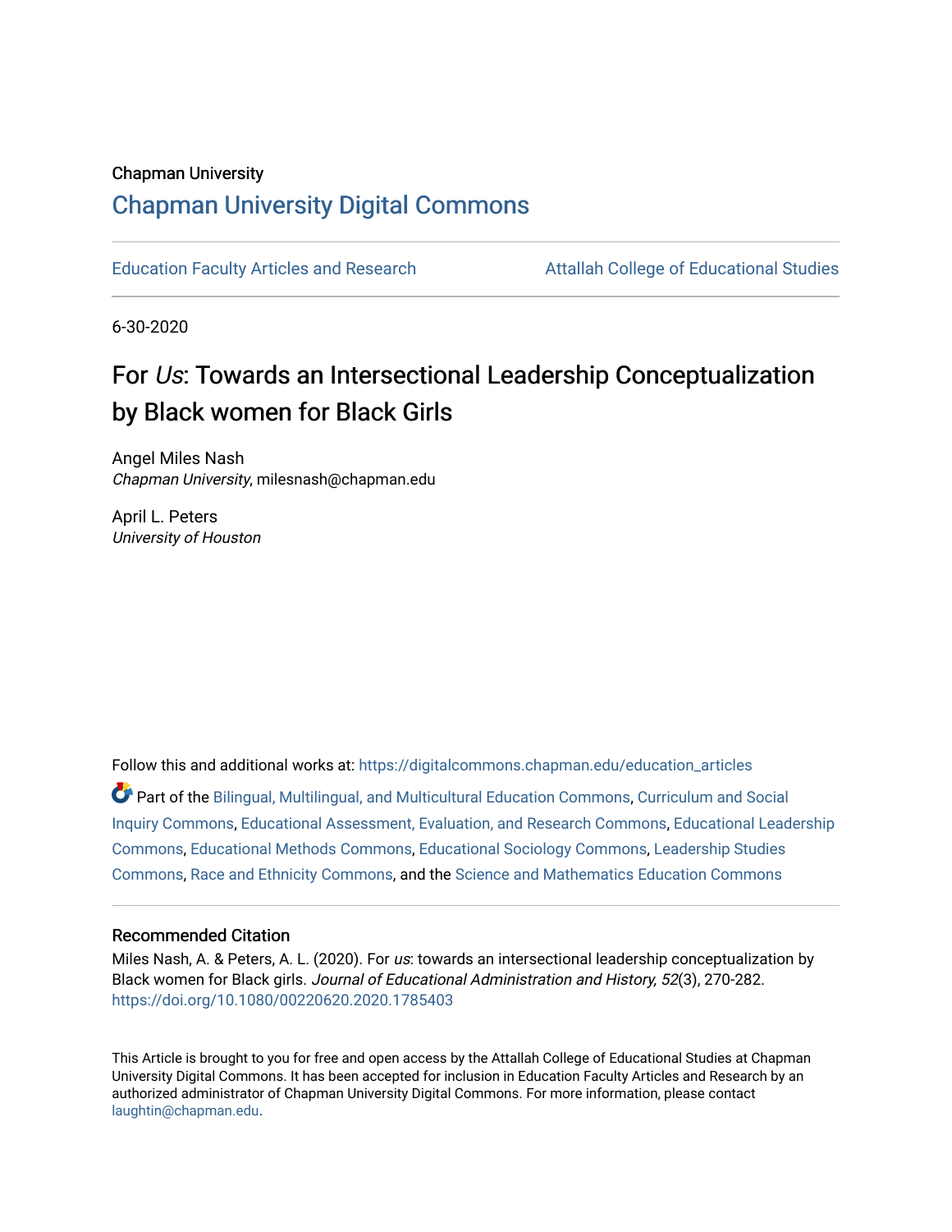Chapman University

# Chapman University Digital Commons

Education Faculty Articles and Research | Attallah College of Educational Studies

6-30-2020

# For *Us*: Towards an Intersectional Leadership Conceptualization by Black women for Black Girls

Angel Miles Nash
*Chapman University*, milesnash@chapman.edu

April L. Peters
*University of Houston*

Follow this and additional works at: https://digitalcommons.chapman.edu/education_articles

Part of the Bilingual, Multilingual, and Multicultural Education Commons, Curriculum and Social Inquiry Commons, Educational Assessment, Evaluation, and Research Commons, Educational Leadership Commons, Educational Methods Commons, Educational Sociology Commons, Leadership Studies Commons, Race and Ethnicity Commons, and the Science and Mathematics Education Commons

## Recommended Citation

Miles Nash, A. & Peters, A. L. (2020). For *us*: towards an intersectional leadership conceptualization by Black women for Black girls. *Journal of Educational Administration and History, 52*(3), 270-282. https://doi.org/10.1080/00220620.2020.1785403

This Article is brought to you for free and open access by the Attallah College of Educational Studies at Chapman University Digital Commons. It has been accepted for inclusion in Education Faculty Articles and Research by an authorized administrator of Chapman University Digital Commons. For more information, please contact laughtin@chapman.edu.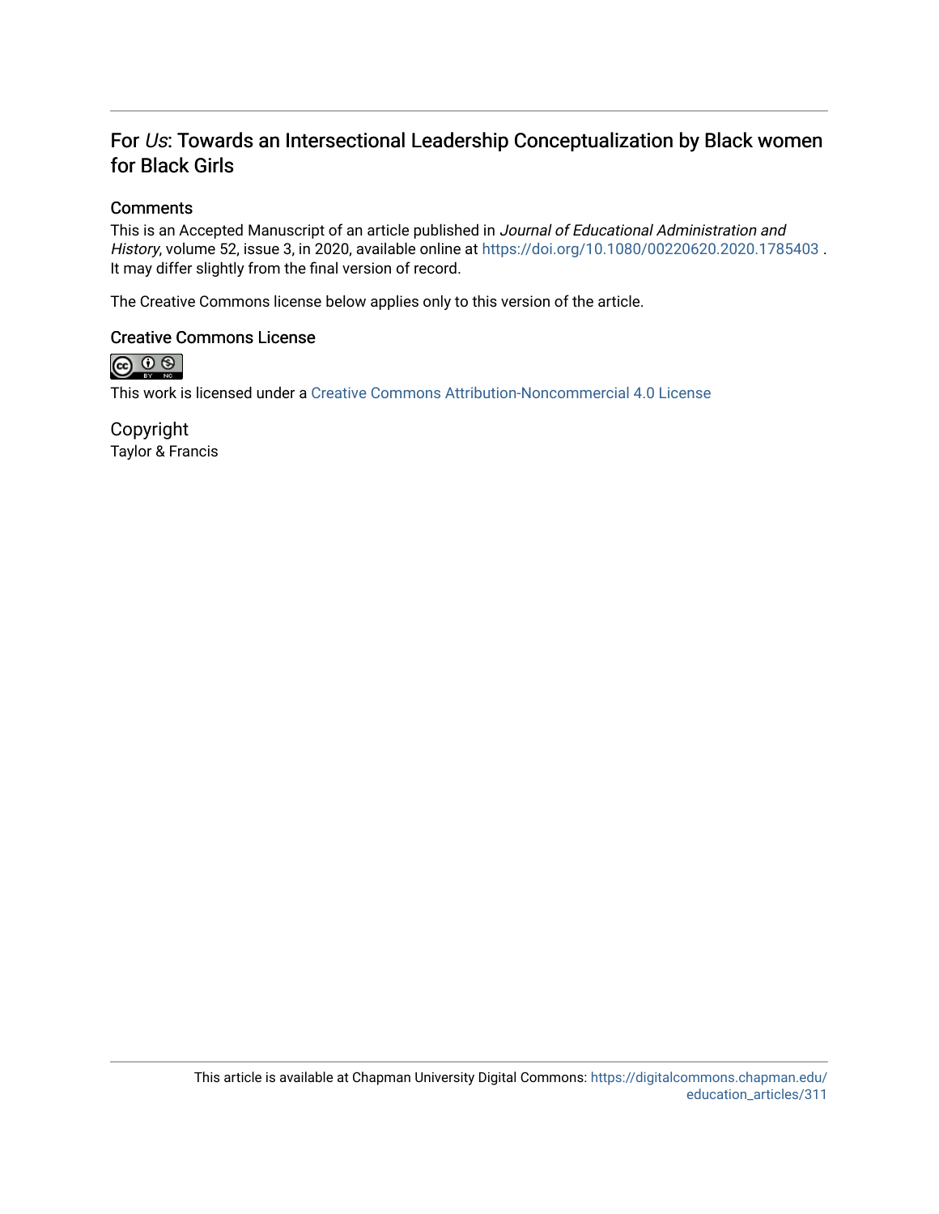# For *Us*: Towards an Intersectional Leadership Conceptualization by Black women for Black Girls

## Comments

This is an Accepted Manuscript of an article published in *Journal of Educational Administration and History*, volume 52, issue 3, in 2020, available online at https://doi.org/10.1080/00220620.2020.1785403 . It may differ slightly from the final version of record.

The Creative Commons license below applies only to this version of the article.

## Creative Commons License

This work is licensed under a Creative Commons Attribution-Noncommercial 4.0 License

## Copyright

Taylor & Francis

This article is available at Chapman University Digital Commons: https://digitalcommons.chapman.edu/education_articles/311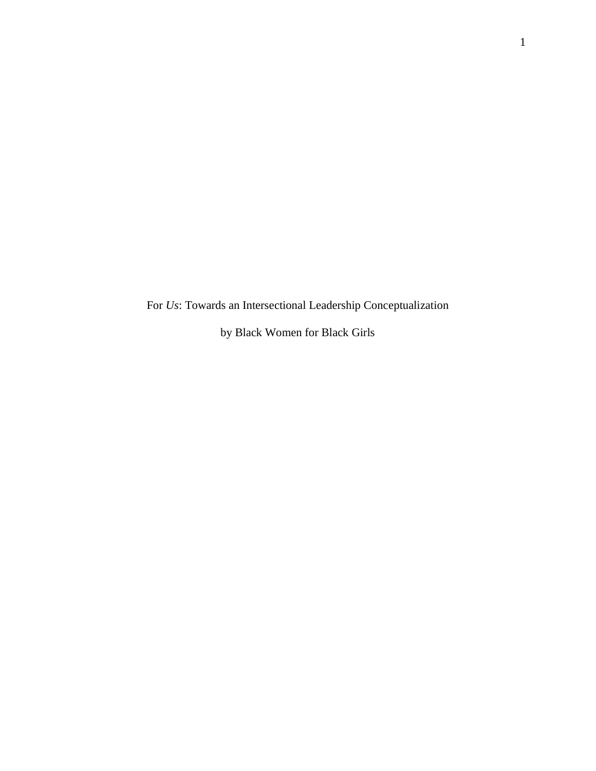For *Us*: Towards an Intersectional Leadership Conceptualization

by Black Women for Black Girls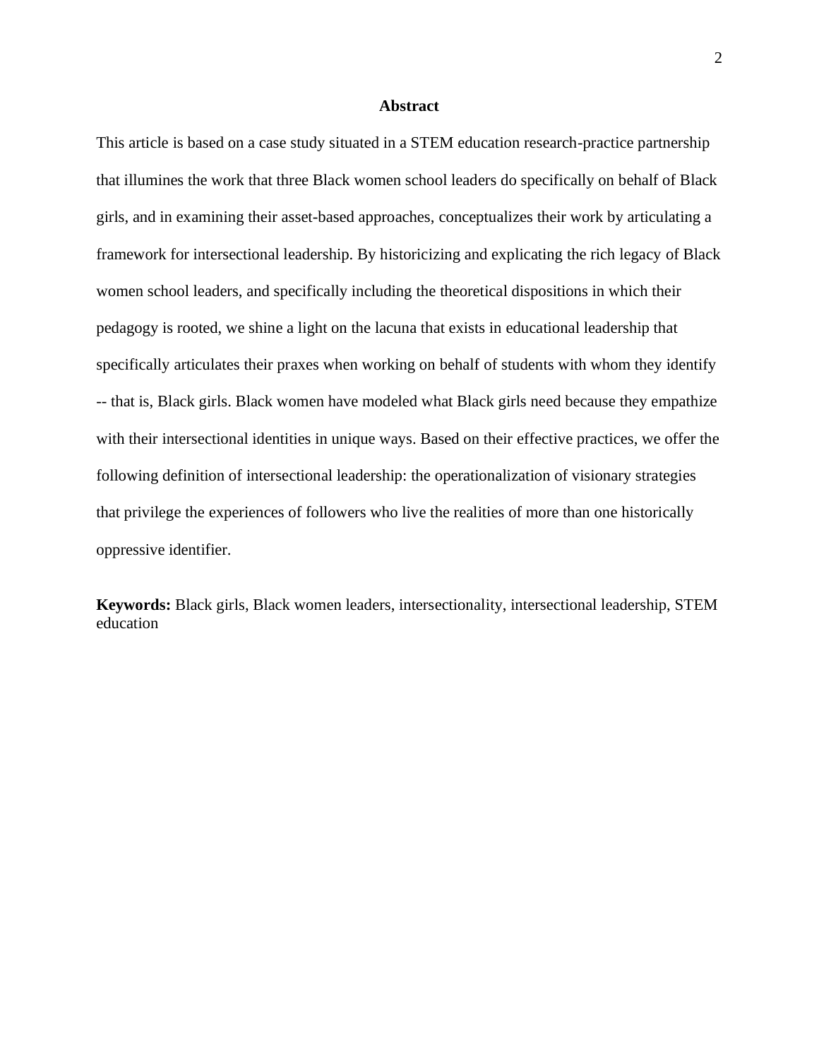## Abstract

This article is based on a case study situated in a STEM education research-practice partnership that illumines the work that three Black women school leaders do specifically on behalf of Black girls, and in examining their asset-based approaches, conceptualizes their work by articulating a framework for intersectional leadership. By historicizing and explicating the rich legacy of Black women school leaders, and specifically including the theoretical dispositions in which their pedagogy is rooted, we shine a light on the lacuna that exists in educational leadership that specifically articulates their praxes when working on behalf of students with whom they identify -- that is, Black girls. Black women have modeled what Black girls need because they empathize with their intersectional identities in unique ways. Based on their effective practices, we offer the following definition of intersectional leadership: the operationalization of visionary strategies that privilege the experiences of followers who live the realities of more than one historically oppressive identifier.

**Keywords:** Black girls, Black women leaders, intersectionality, intersectional leadership, STEM education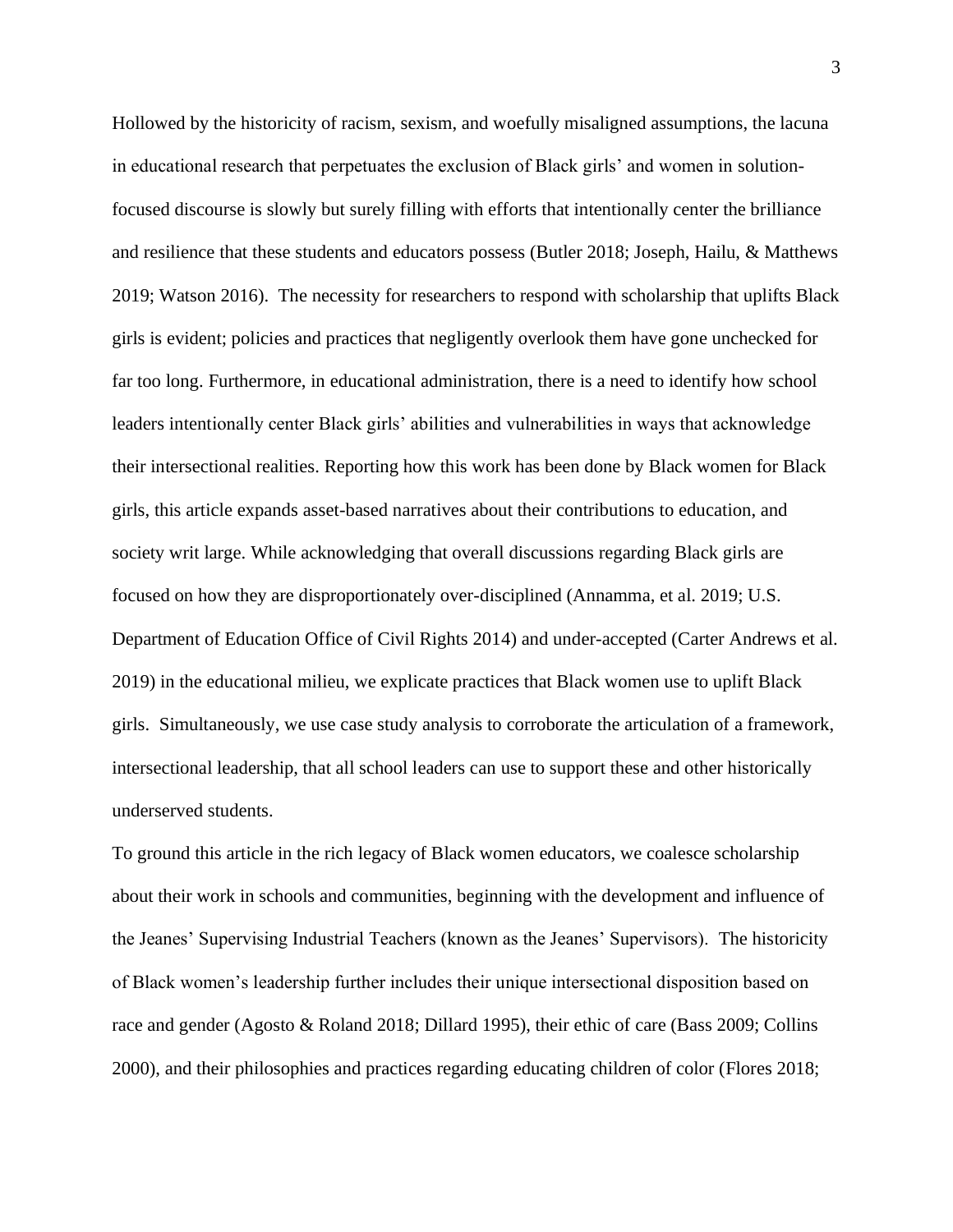Hollowed by the historicity of racism, sexism, and woefully misaligned assumptions, the lacuna in educational research that perpetuates the exclusion of Black girls' and women in solution-focused discourse is slowly but surely filling with efforts that intentionally center the brilliance and resilience that these students and educators possess (Butler 2018; Joseph, Hailu, & Matthews 2019; Watson 2016). The necessity for researchers to respond with scholarship that uplifts Black girls is evident; policies and practices that negligently overlook them have gone unchecked for far too long. Furthermore, in educational administration, there is a need to identify how school leaders intentionally center Black girls' abilities and vulnerabilities in ways that acknowledge their intersectional realities. Reporting how this work has been done by Black women for Black girls, this article expands asset-based narratives about their contributions to education, and society writ large. While acknowledging that overall discussions regarding Black girls are focused on how they are disproportionately over-disciplined (Annamma, et al. 2019; U.S. Department of Education Office of Civil Rights 2014) and under-accepted (Carter Andrews et al. 2019) in the educational milieu, we explicate practices that Black women use to uplift Black girls. Simultaneously, we use case study analysis to corroborate the articulation of a framework, intersectional leadership, that all school leaders can use to support these and other historically underserved students.

To ground this article in the rich legacy of Black women educators, we coalesce scholarship about their work in schools and communities, beginning with the development and influence of the Jeanes' Supervising Industrial Teachers (known as the Jeanes' Supervisors). The historicity of Black women's leadership further includes their unique intersectional disposition based on race and gender (Agosto & Roland 2018; Dillard 1995), their ethic of care (Bass 2009; Collins 2000), and their philosophies and practices regarding educating children of color (Flores 2018;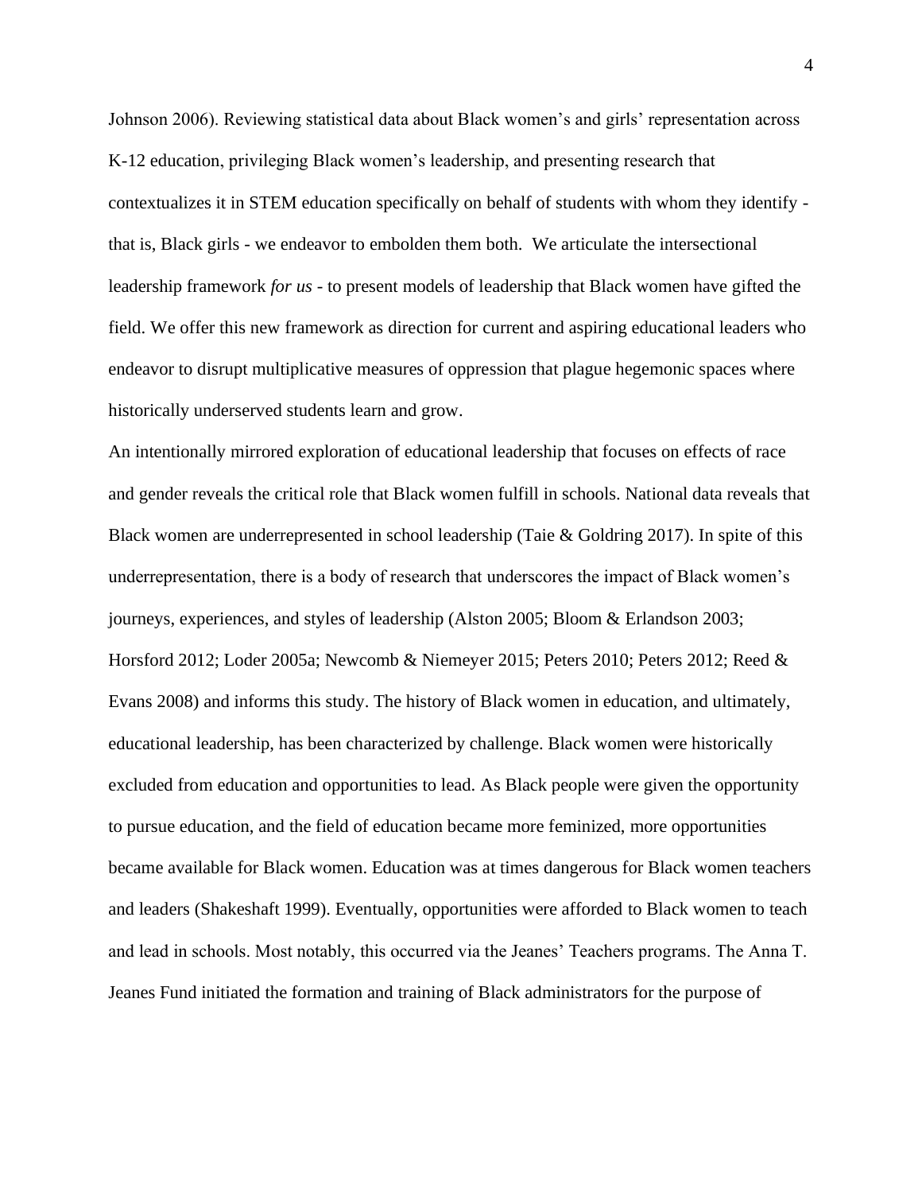Johnson 2006). Reviewing statistical data about Black women's and girls' representation across K-12 education, privileging Black women's leadership, and presenting research that contextualizes it in STEM education specifically on behalf of students with whom they identify - that is, Black girls - we endeavor to embolden them both. We articulate the intersectional leadership framework *for us* - to present models of leadership that Black women have gifted the field. We offer this new framework as direction for current and aspiring educational leaders who endeavor to disrupt multiplicative measures of oppression that plague hegemonic spaces where historically underserved students learn and grow.

An intentionally mirrored exploration of educational leadership that focuses on effects of race and gender reveals the critical role that Black women fulfill in schools. National data reveals that Black women are underrepresented in school leadership (Taie & Goldring 2017). In spite of this underrepresentation, there is a body of research that underscores the impact of Black women's journeys, experiences, and styles of leadership (Alston 2005; Bloom & Erlandson 2003; Horsford 2012; Loder 2005a; Newcomb & Niemeyer 2015; Peters 2010; Peters 2012; Reed & Evans 2008) and informs this study. The history of Black women in education, and ultimately, educational leadership, has been characterized by challenge. Black women were historically excluded from education and opportunities to lead. As Black people were given the opportunity to pursue education, and the field of education became more feminized, more opportunities became available for Black women. Education was at times dangerous for Black women teachers and leaders (Shakeshaft 1999). Eventually, opportunities were afforded to Black women to teach and lead in schools. Most notably, this occurred via the Jeanes' Teachers programs. The Anna T. Jeanes Fund initiated the formation and training of Black administrators for the purpose of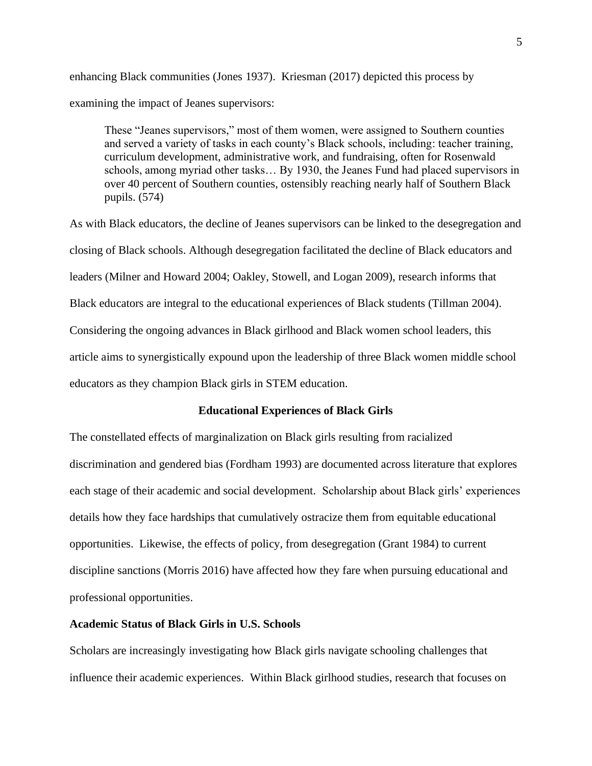enhancing Black communities (Jones 1937). Kriesman (2017) depicted this process by examining the impact of Jeanes supervisors:

> These "Jeanes supervisors," most of them women, were assigned to Southern counties and served a variety of tasks in each county's Black schools, including: teacher training, curriculum development, administrative work, and fundraising, often for Rosenwald schools, among myriad other tasks… By 1930, the Jeanes Fund had placed supervisors in over 40 percent of Southern counties, ostensibly reaching nearly half of Southern Black pupils. (574)

As with Black educators, the decline of Jeanes supervisors can be linked to the desegregation and closing of Black schools. Although desegregation facilitated the decline of Black educators and leaders (Milner and Howard 2004; Oakley, Stowell, and Logan 2009), research informs that Black educators are integral to the educational experiences of Black students (Tillman 2004). Considering the ongoing advances in Black girlhood and Black women school leaders, this article aims to synergistically expound upon the leadership of three Black women middle school educators as they champion Black girls in STEM education.

## Educational Experiences of Black Girls

The constellated effects of marginalization on Black girls resulting from racialized discrimination and gendered bias (Fordham 1993) are documented across literature that explores each stage of their academic and social development. Scholarship about Black girls' experiences details how they face hardships that cumulatively ostracize them from equitable educational opportunities. Likewise, the effects of policy, from desegregation (Grant 1984) to current discipline sanctions (Morris 2016) have affected how they fare when pursuing educational and professional opportunities.

### Academic Status of Black Girls in U.S. Schools

Scholars are increasingly investigating how Black girls navigate schooling challenges that influence their academic experiences. Within Black girlhood studies, research that focuses on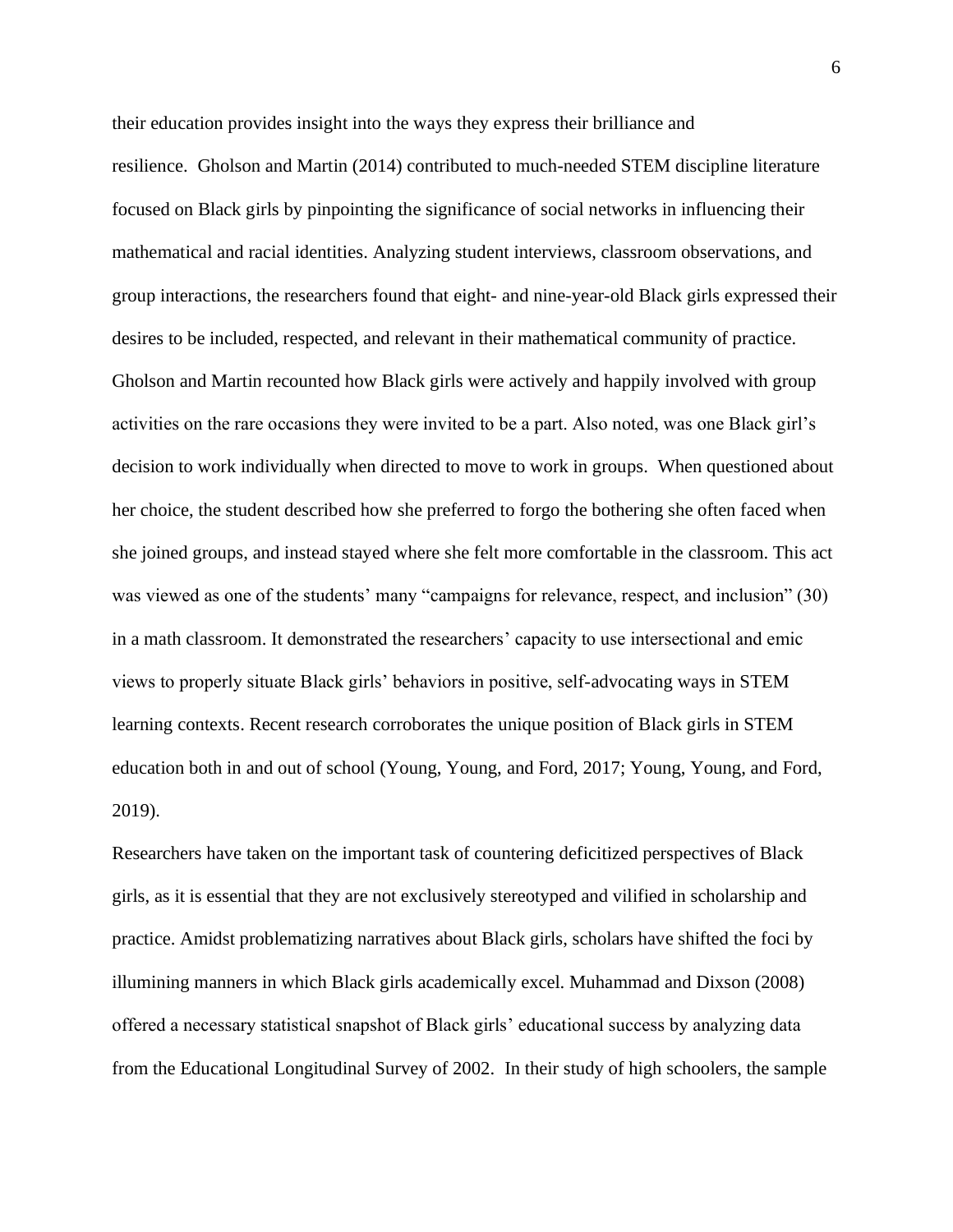their education provides insight into the ways they express their brilliance and resilience. Gholson and Martin (2014) contributed to much-needed STEM discipline literature focused on Black girls by pinpointing the significance of social networks in influencing their mathematical and racial identities. Analyzing student interviews, classroom observations, and group interactions, the researchers found that eight- and nine-year-old Black girls expressed their desires to be included, respected, and relevant in their mathematical community of practice. Gholson and Martin recounted how Black girls were actively and happily involved with group activities on the rare occasions they were invited to be a part. Also noted, was one Black girl's decision to work individually when directed to move to work in groups. When questioned about her choice, the student described how she preferred to forgo the bothering she often faced when she joined groups, and instead stayed where she felt more comfortable in the classroom. This act was viewed as one of the students' many "campaigns for relevance, respect, and inclusion" (30) in a math classroom. It demonstrated the researchers' capacity to use intersectional and emic views to properly situate Black girls' behaviors in positive, self-advocating ways in STEM learning contexts. Recent research corroborates the unique position of Black girls in STEM education both in and out of school (Young, Young, and Ford, 2017; Young, Young, and Ford, 2019).

Researchers have taken on the important task of countering deficitized perspectives of Black girls, as it is essential that they are not exclusively stereotyped and vilified in scholarship and practice. Amidst problematizing narratives about Black girls, scholars have shifted the foci by illumining manners in which Black girls academically excel. Muhammad and Dixson (2008) offered a necessary statistical snapshot of Black girls' educational success by analyzing data from the Educational Longitudinal Survey of 2002. In their study of high schoolers, the sample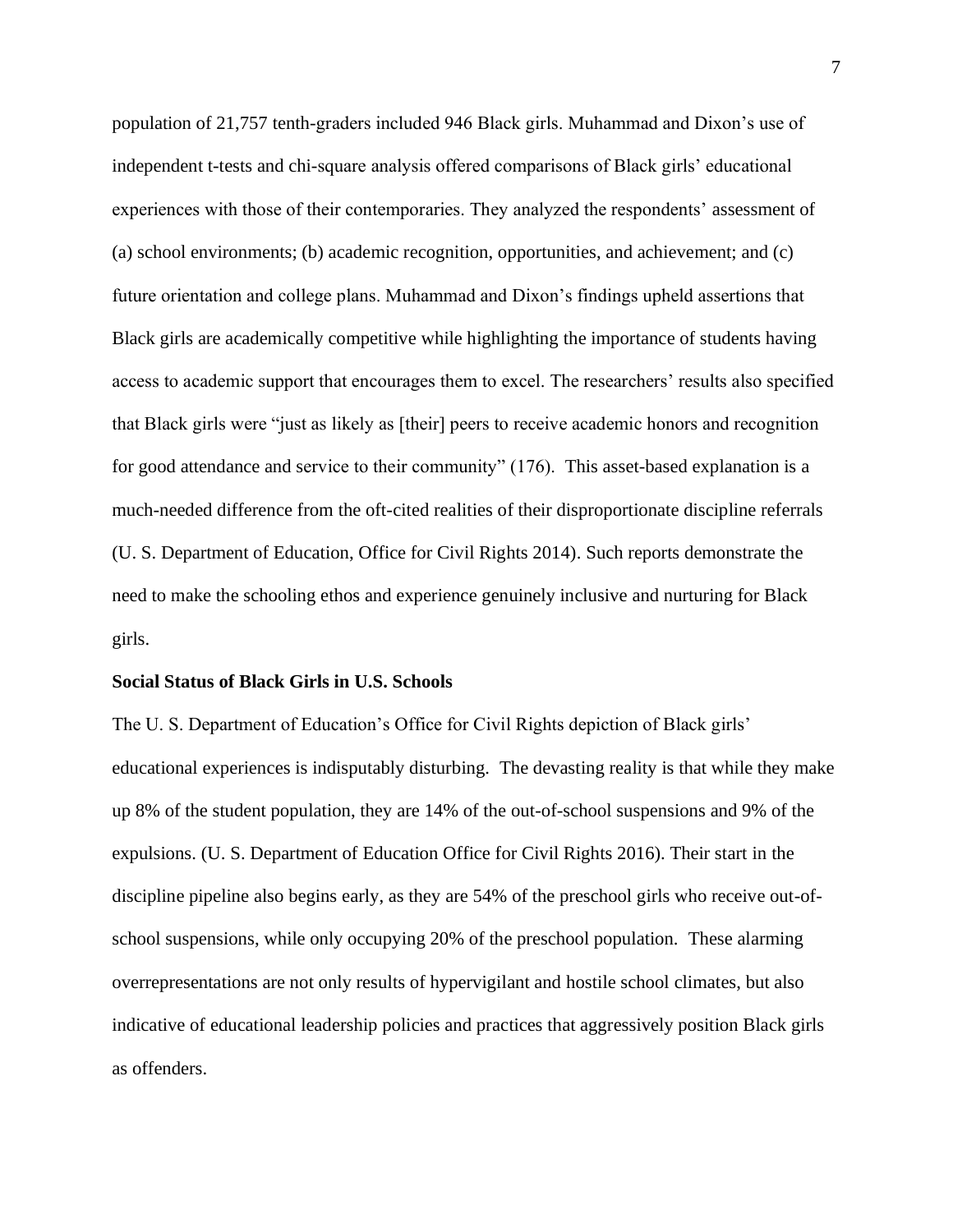population of 21,757 tenth-graders included 946 Black girls. Muhammad and Dixon's use of independent t-tests and chi-square analysis offered comparisons of Black girls' educational experiences with those of their contemporaries. They analyzed the respondents' assessment of (a) school environments; (b) academic recognition, opportunities, and achievement; and (c) future orientation and college plans. Muhammad and Dixon's findings upheld assertions that Black girls are academically competitive while highlighting the importance of students having access to academic support that encourages them to excel. The researchers' results also specified that Black girls were "just as likely as [their] peers to receive academic honors and recognition for good attendance and service to their community" (176). This asset-based explanation is a much-needed difference from the oft-cited realities of their disproportionate discipline referrals (U. S. Department of Education, Office for Civil Rights 2014). Such reports demonstrate the need to make the schooling ethos and experience genuinely inclusive and nurturing for Black girls.

**Social Status of Black Girls in U.S. Schools**

The U. S. Department of Education's Office for Civil Rights depiction of Black girls' educational experiences is indisputably disturbing. The devasting reality is that while they make up 8% of the student population, they are 14% of the out-of-school suspensions and 9% of the expulsions. (U. S. Department of Education Office for Civil Rights 2016). Their start in the discipline pipeline also begins early, as they are 54% of the preschool girls who receive out-of-school suspensions, while only occupying 20% of the preschool population. These alarming overrepresentations are not only results of hypervigilant and hostile school climates, but also indicative of educational leadership policies and practices that aggressively position Black girls as offenders.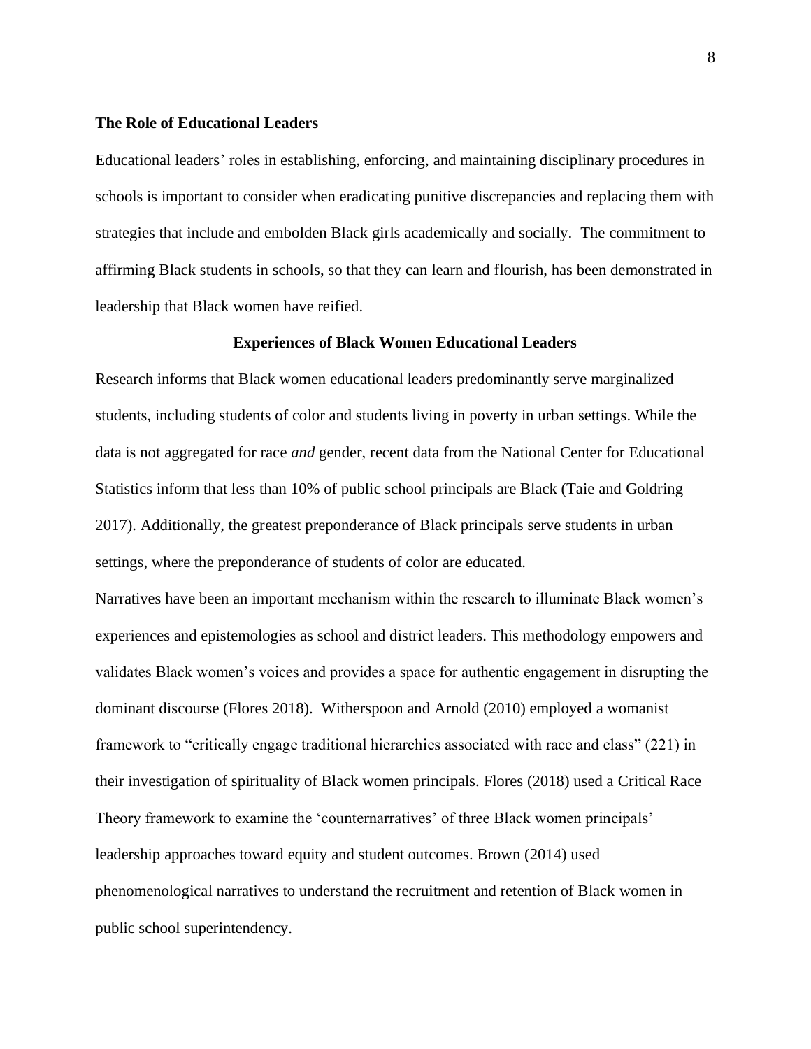## The Role of Educational Leaders

Educational leaders' roles in establishing, enforcing, and maintaining disciplinary procedures in schools is important to consider when eradicating punitive discrepancies and replacing them with strategies that include and embolden Black girls academically and socially. The commitment to affirming Black students in schools, so that they can learn and flourish, has been demonstrated in leadership that Black women have reified.

### Experiences of Black Women Educational Leaders

Research informs that Black women educational leaders predominantly serve marginalized students, including students of color and students living in poverty in urban settings. While the data is not aggregated for race *and* gender, recent data from the National Center for Educational Statistics inform that less than 10% of public school principals are Black (Taie and Goldring 2017). Additionally, the greatest preponderance of Black principals serve students in urban settings, where the preponderance of students of color are educated.

Narratives have been an important mechanism within the research to illuminate Black women's experiences and epistemologies as school and district leaders. This methodology empowers and validates Black women's voices and provides a space for authentic engagement in disrupting the dominant discourse (Flores 2018). Witherspoon and Arnold (2010) employed a womanist framework to "critically engage traditional hierarchies associated with race and class" (221) in their investigation of spirituality of Black women principals. Flores (2018) used a Critical Race Theory framework to examine the 'counternarratives' of three Black women principals' leadership approaches toward equity and student outcomes. Brown (2014) used phenomenological narratives to understand the recruitment and retention of Black women in public school superintendency.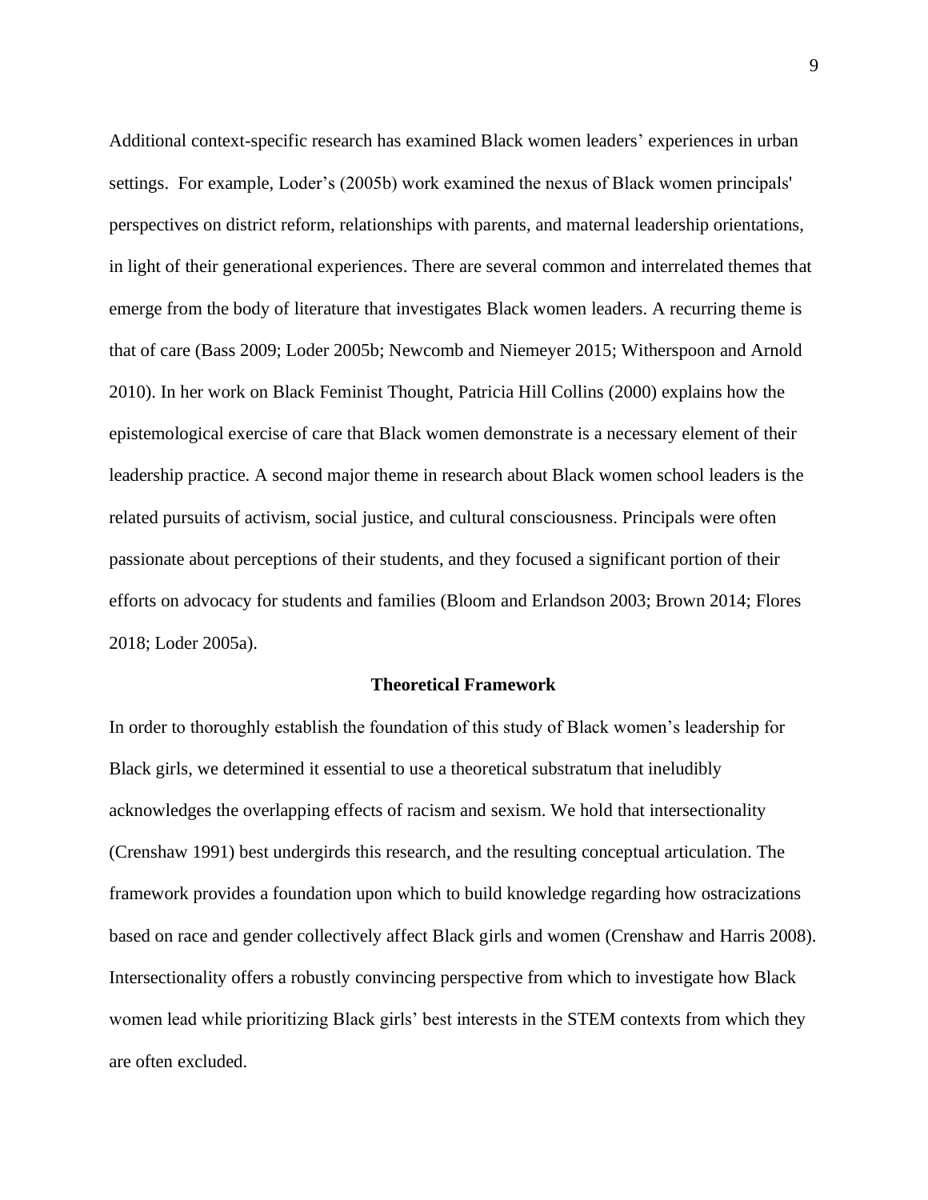Additional context-specific research has examined Black women leaders' experiences in urban settings. For example, Loder's (2005b) work examined the nexus of Black women principals' perspectives on district reform, relationships with parents, and maternal leadership orientations, in light of their generational experiences. There are several common and interrelated themes that emerge from the body of literature that investigates Black women leaders. A recurring theme is that of care (Bass 2009; Loder 2005b; Newcomb and Niemeyer 2015; Witherspoon and Arnold 2010). In her work on Black Feminist Thought, Patricia Hill Collins (2000) explains how the epistemological exercise of care that Black women demonstrate is a necessary element of their leadership practice. A second major theme in research about Black women school leaders is the related pursuits of activism, social justice, and cultural consciousness. Principals were often passionate about perceptions of their students, and they focused a significant portion of their efforts on advocacy for students and families (Bloom and Erlandson 2003; Brown 2014; Flores 2018; Loder 2005a).

## Theoretical Framework

In order to thoroughly establish the foundation of this study of Black women's leadership for Black girls, we determined it essential to use a theoretical substratum that ineludibly acknowledges the overlapping effects of racism and sexism. We hold that intersectionality (Crenshaw 1991) best undergirds this research, and the resulting conceptual articulation. The framework provides a foundation upon which to build knowledge regarding how ostracizations based on race and gender collectively affect Black girls and women (Crenshaw and Harris 2008). Intersectionality offers a robustly convincing perspective from which to investigate how Black women lead while prioritizing Black girls' best interests in the STEM contexts from which they are often excluded.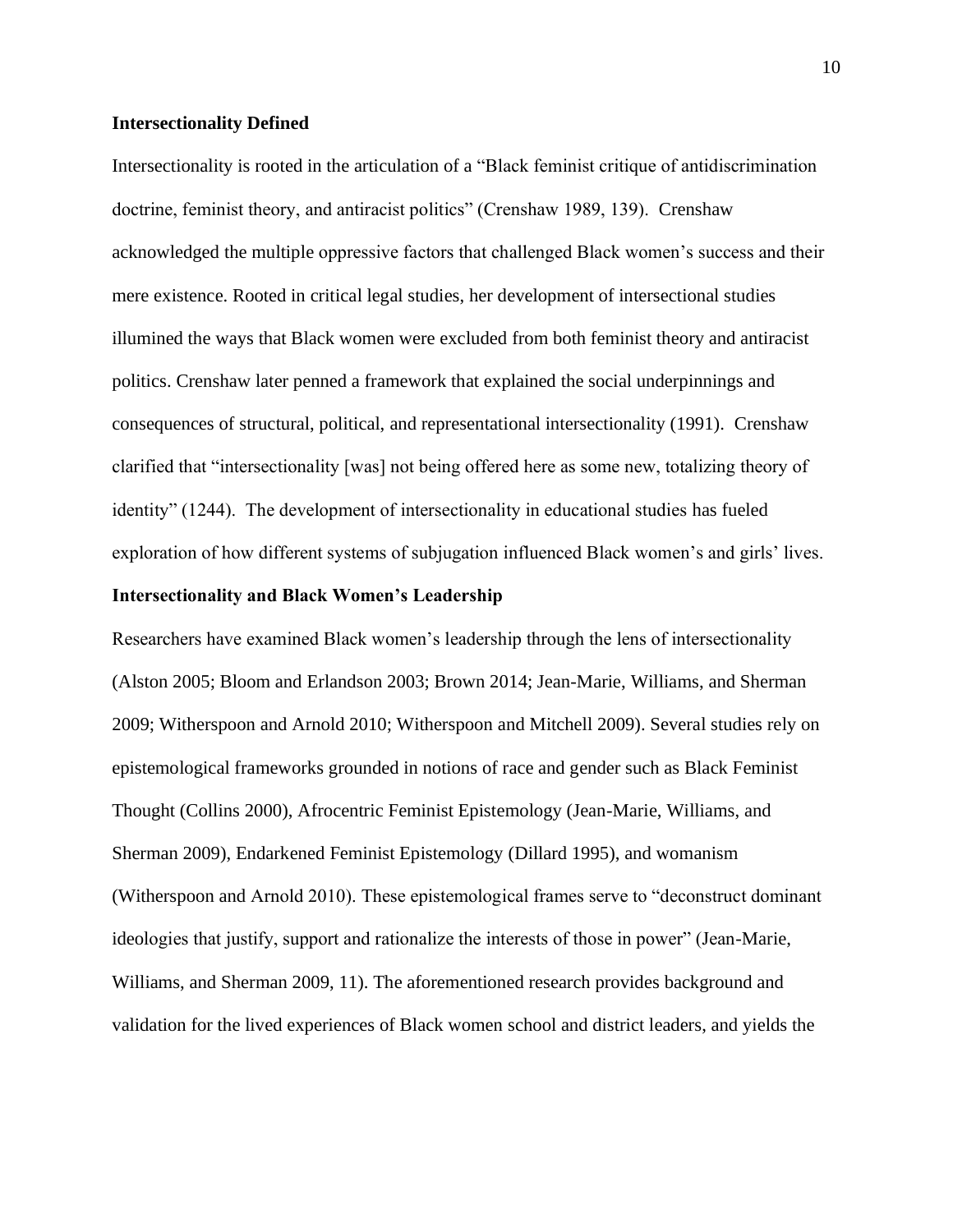**Intersectionality Defined**

Intersectionality is rooted in the articulation of a "Black feminist critique of antidiscrimination doctrine, feminist theory, and antiracist politics" (Crenshaw 1989, 139). Crenshaw acknowledged the multiple oppressive factors that challenged Black women's success and their mere existence. Rooted in critical legal studies, her development of intersectional studies illumined the ways that Black women were excluded from both feminist theory and antiracist politics. Crenshaw later penned a framework that explained the social underpinnings and consequences of structural, political, and representational intersectionality (1991). Crenshaw clarified that "intersectionality [was] not being offered here as some new, totalizing theory of identity" (1244). The development of intersectionality in educational studies has fueled exploration of how different systems of subjugation influenced Black women's and girls' lives.

**Intersectionality and Black Women's Leadership**

Researchers have examined Black women's leadership through the lens of intersectionality (Alston 2005; Bloom and Erlandson 2003; Brown 2014; Jean-Marie, Williams, and Sherman 2009; Witherspoon and Arnold 2010; Witherspoon and Mitchell 2009). Several studies rely on epistemological frameworks grounded in notions of race and gender such as Black Feminist Thought (Collins 2000), Afrocentric Feminist Epistemology (Jean-Marie, Williams, and Sherman 2009), Endarkened Feminist Epistemology (Dillard 1995), and womanism (Witherspoon and Arnold 2010). These epistemological frames serve to "deconstruct dominant ideologies that justify, support and rationalize the interests of those in power" (Jean-Marie, Williams, and Sherman 2009, 11). The aforementioned research provides background and validation for the lived experiences of Black women school and district leaders, and yields the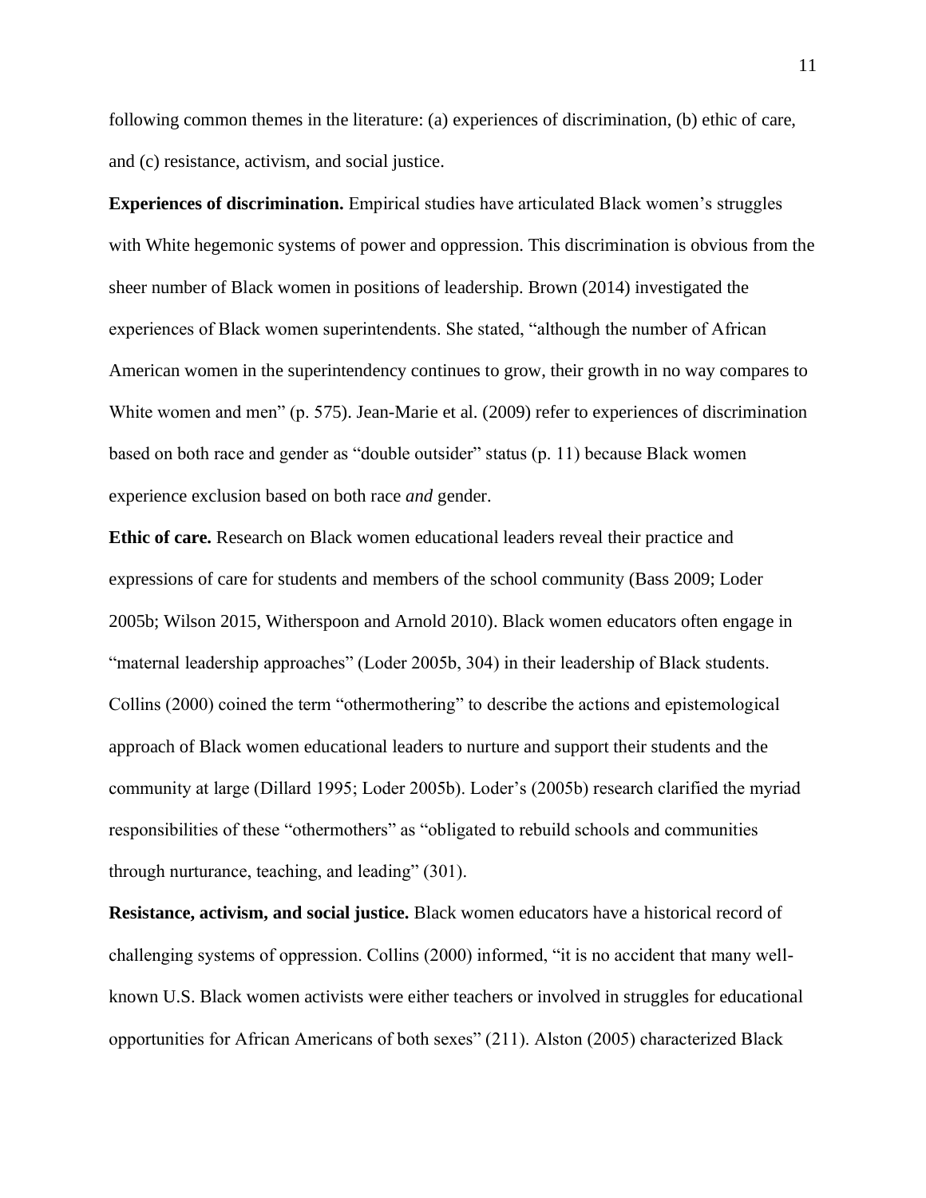following common themes in the literature: (a) experiences of discrimination, (b) ethic of care, and (c) resistance, activism, and social justice.

**Experiences of discrimination.** Empirical studies have articulated Black women's struggles with White hegemonic systems of power and oppression. This discrimination is obvious from the sheer number of Black women in positions of leadership. Brown (2014) investigated the experiences of Black women superintendents. She stated, "although the number of African American women in the superintendency continues to grow, their growth in no way compares to White women and men" (p. 575). Jean-Marie et al. (2009) refer to experiences of discrimination based on both race and gender as "double outsider" status (p. 11) because Black women experience exclusion based on both race *and* gender.

**Ethic of care.** Research on Black women educational leaders reveal their practice and expressions of care for students and members of the school community (Bass 2009; Loder 2005b; Wilson 2015, Witherspoon and Arnold 2010). Black women educators often engage in "maternal leadership approaches" (Loder 2005b, 304) in their leadership of Black students. Collins (2000) coined the term "othermothering" to describe the actions and epistemological approach of Black women educational leaders to nurture and support their students and the community at large (Dillard 1995; Loder 2005b). Loder's (2005b) research clarified the myriad responsibilities of these "othermothers" as "obligated to rebuild schools and communities through nurturance, teaching, and leading" (301).

**Resistance, activism, and social justice.** Black women educators have a historical record of challenging systems of oppression. Collins (2000) informed, "it is no accident that many well-known U.S. Black women activists were either teachers or involved in struggles for educational opportunities for African Americans of both sexes" (211). Alston (2005) characterized Black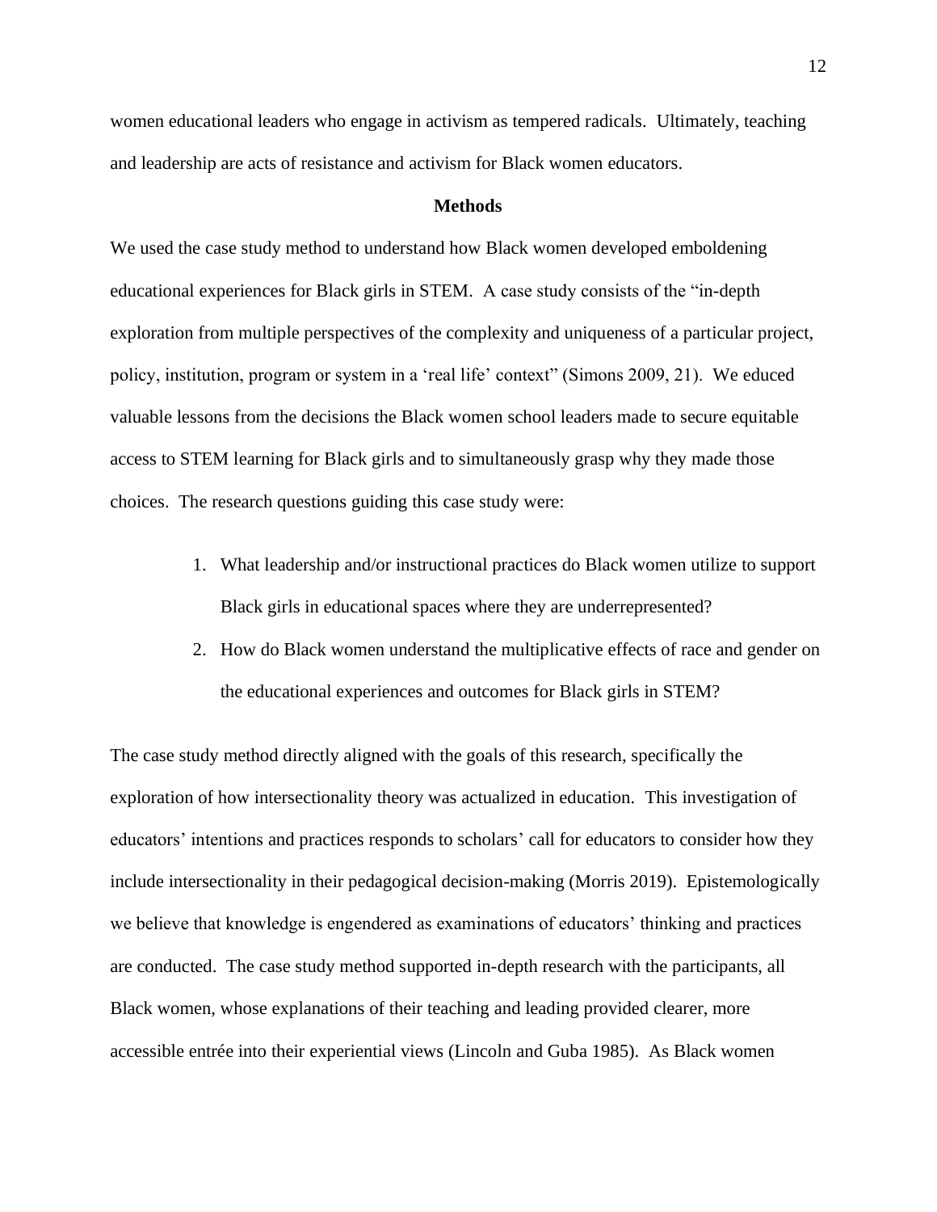women educational leaders who engage in activism as tempered radicals. Ultimately, teaching and leadership are acts of resistance and activism for Black women educators.

## Methods

We used the case study method to understand how Black women developed emboldening educational experiences for Black girls in STEM. A case study consists of the "in-depth exploration from multiple perspectives of the complexity and uniqueness of a particular project, policy, institution, program or system in a 'real life' context" (Simons 2009, 21). We educed valuable lessons from the decisions the Black women school leaders made to secure equitable access to STEM learning for Black girls and to simultaneously grasp why they made those choices. The research questions guiding this case study were:

1. What leadership and/or instructional practices do Black women utilize to support Black girls in educational spaces where they are underrepresented?
2. How do Black women understand the multiplicative effects of race and gender on the educational experiences and outcomes for Black girls in STEM?

The case study method directly aligned with the goals of this research, specifically the exploration of how intersectionality theory was actualized in education. This investigation of educators' intentions and practices responds to scholars' call for educators to consider how they include intersectionality in their pedagogical decision-making (Morris 2019). Epistemologically we believe that knowledge is engendered as examinations of educators' thinking and practices are conducted. The case study method supported in-depth research with the participants, all Black women, whose explanations of their teaching and leading provided clearer, more accessible entrée into their experiential views (Lincoln and Guba 1985). As Black women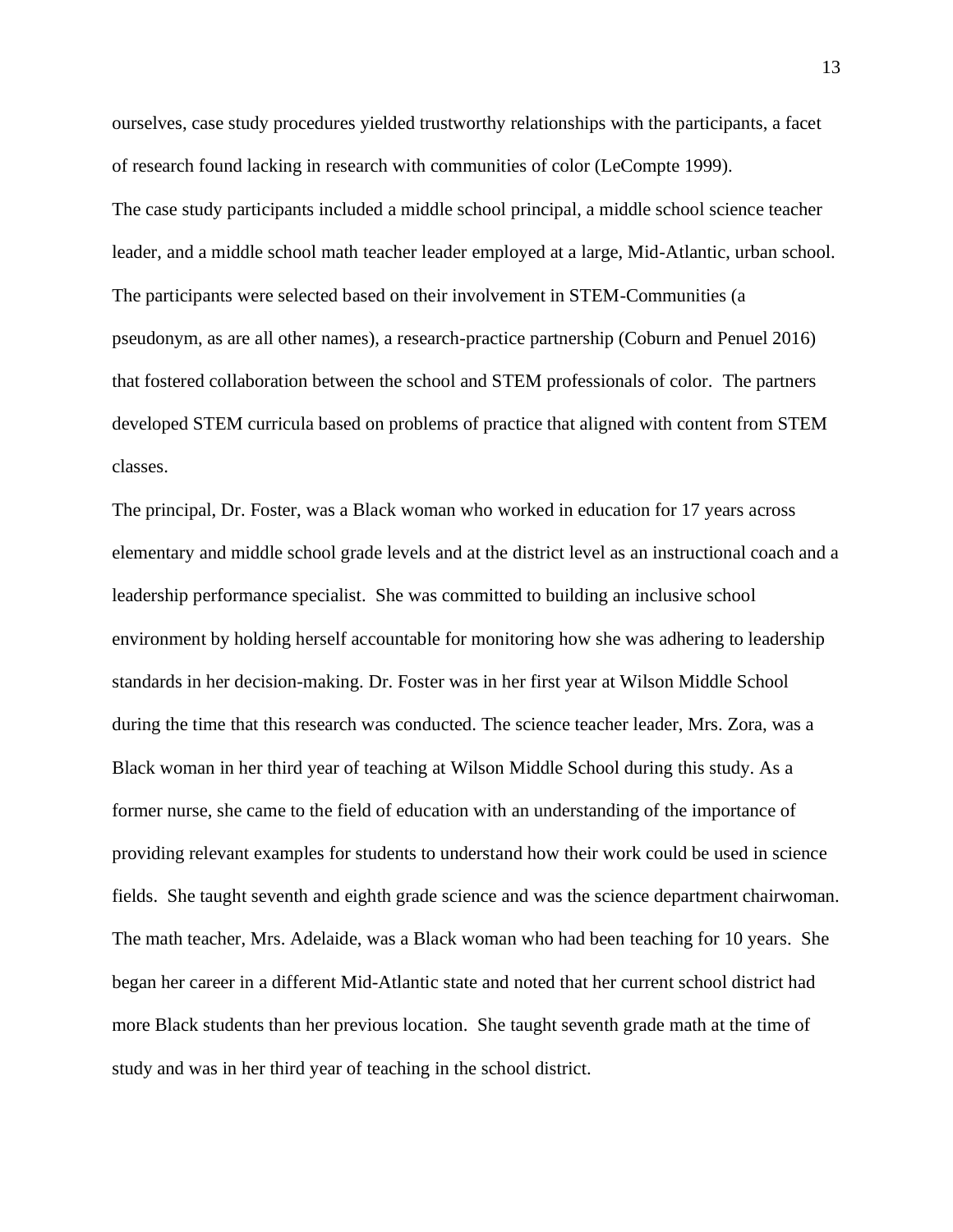ourselves, case study procedures yielded trustworthy relationships with the participants, a facet of research found lacking in research with communities of color (LeCompte 1999).

The case study participants included a middle school principal, a middle school science teacher leader, and a middle school math teacher leader employed at a large, Mid-Atlantic, urban school. The participants were selected based on their involvement in STEM-Communities (a pseudonym, as are all other names), a research-practice partnership (Coburn and Penuel 2016) that fostered collaboration between the school and STEM professionals of color. The partners developed STEM curricula based on problems of practice that aligned with content from STEM classes.

The principal, Dr. Foster, was a Black woman who worked in education for 17 years across elementary and middle school grade levels and at the district level as an instructional coach and a leadership performance specialist. She was committed to building an inclusive school environment by holding herself accountable for monitoring how she was adhering to leadership standards in her decision-making. Dr. Foster was in her first year at Wilson Middle School during the time that this research was conducted. The science teacher leader, Mrs. Zora, was a Black woman in her third year of teaching at Wilson Middle School during this study. As a former nurse, she came to the field of education with an understanding of the importance of providing relevant examples for students to understand how their work could be used in science fields. She taught seventh and eighth grade science and was the science department chairwoman. The math teacher, Mrs. Adelaide, was a Black woman who had been teaching for 10 years. She began her career in a different Mid-Atlantic state and noted that her current school district had more Black students than her previous location. She taught seventh grade math at the time of study and was in her third year of teaching in the school district.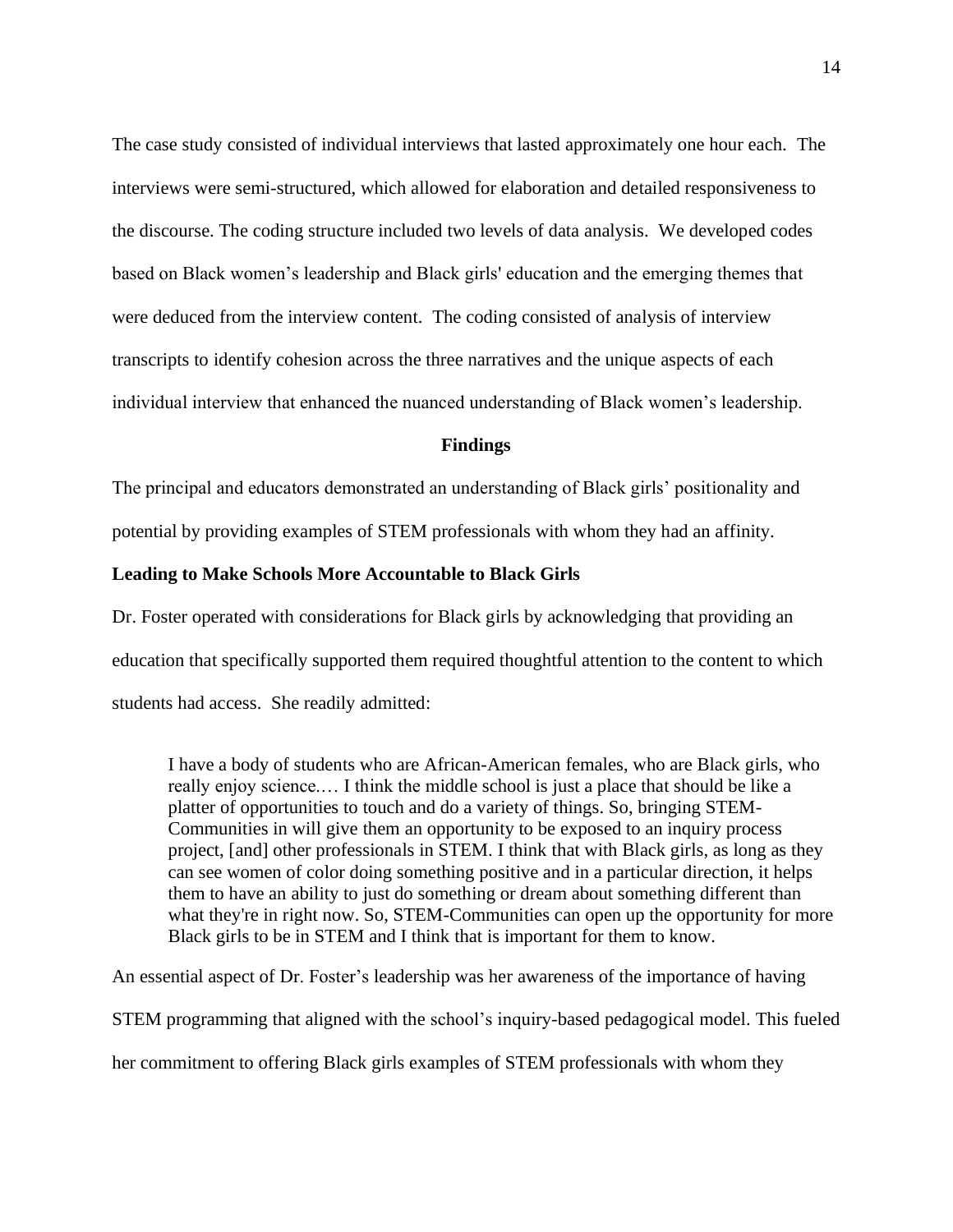The case study consisted of individual interviews that lasted approximately one hour each. The interviews were semi-structured, which allowed for elaboration and detailed responsiveness to the discourse. The coding structure included two levels of data analysis. We developed codes based on Black women's leadership and Black girls' education and the emerging themes that were deduced from the interview content. The coding consisted of analysis of interview transcripts to identify cohesion across the three narratives and the unique aspects of each individual interview that enhanced the nuanced understanding of Black women's leadership.

## Findings

The principal and educators demonstrated an understanding of Black girls' positionality and potential by providing examples of STEM professionals with whom they had an affinity.

### Leading to Make Schools More Accountable to Black Girls

Dr. Foster operated with considerations for Black girls by acknowledging that providing an education that specifically supported them required thoughtful attention to the content to which students had access. She readily admitted:

> I have a body of students who are African-American females, who are Black girls, who really enjoy science.… I think the middle school is just a place that should be like a platter of opportunities to touch and do a variety of things. So, bringing STEM-Communities in will give them an opportunity to be exposed to an inquiry process project, [and] other professionals in STEM. I think that with Black girls, as long as they can see women of color doing something positive and in a particular direction, it helps them to have an ability to just do something or dream about something different than what they're in right now. So, STEM-Communities can open up the opportunity for more Black girls to be in STEM and I think that is important for them to know.

An essential aspect of Dr. Foster's leadership was her awareness of the importance of having STEM programming that aligned with the school's inquiry-based pedagogical model. This fueled her commitment to offering Black girls examples of STEM professionals with whom they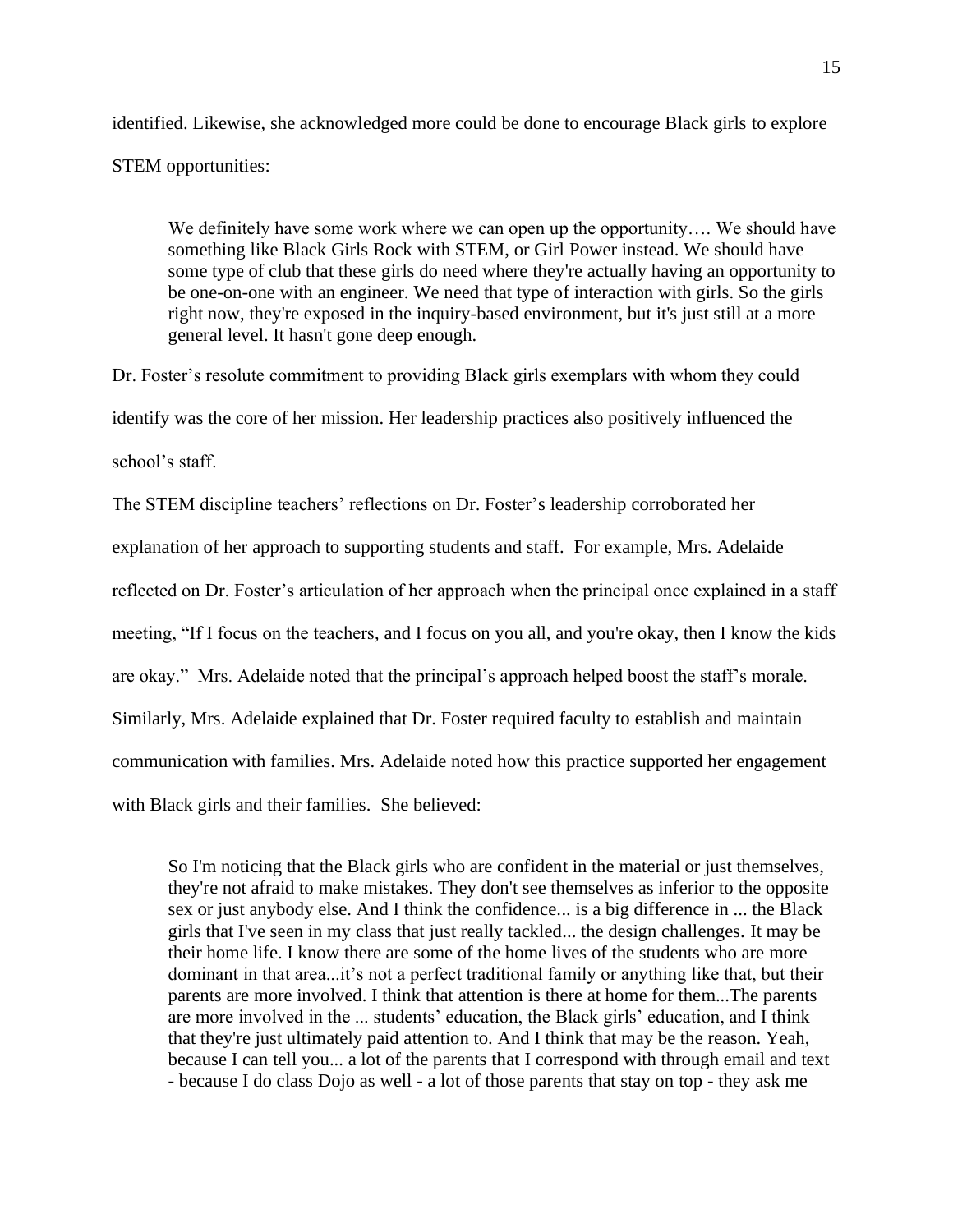identified. Likewise, she acknowledged more could be done to encourage Black girls to explore STEM opportunities:

> We definitely have some work where we can open up the opportunity…. We should have something like Black Girls Rock with STEM, or Girl Power instead. We should have some type of club that these girls do need where they're actually having an opportunity to be one-on-one with an engineer. We need that type of interaction with girls. So the girls right now, they're exposed in the inquiry-based environment, but it's just still at a more general level. It hasn't gone deep enough.

Dr. Foster's resolute commitment to providing Black girls exemplars with whom they could identify was the core of her mission. Her leadership practices also positively influenced the school's staff.

The STEM discipline teachers' reflections on Dr. Foster's leadership corroborated her explanation of her approach to supporting students and staff. For example, Mrs. Adelaide reflected on Dr. Foster's articulation of her approach when the principal once explained in a staff meeting, "If I focus on the teachers, and I focus on you all, and you're okay, then I know the kids are okay." Mrs. Adelaide noted that the principal's approach helped boost the staff's morale. Similarly, Mrs. Adelaide explained that Dr. Foster required faculty to establish and maintain communication with families. Mrs. Adelaide noted how this practice supported her engagement with Black girls and their families. She believed:

> So I'm noticing that the Black girls who are confident in the material or just themselves, they're not afraid to make mistakes. They don't see themselves as inferior to the opposite sex or just anybody else. And I think the confidence... is a big difference in ... the Black girls that I've seen in my class that just really tackled... the design challenges. It may be their home life. I know there are some of the home lives of the students who are more dominant in that area...it's not a perfect traditional family or anything like that, but their parents are more involved. I think that attention is there at home for them...The parents are more involved in the ... students' education, the Black girls' education, and I think that they're just ultimately paid attention to. And I think that may be the reason. Yeah, because I can tell you... a lot of the parents that I correspond with through email and text - because I do class Dojo as well - a lot of those parents that stay on top - they ask me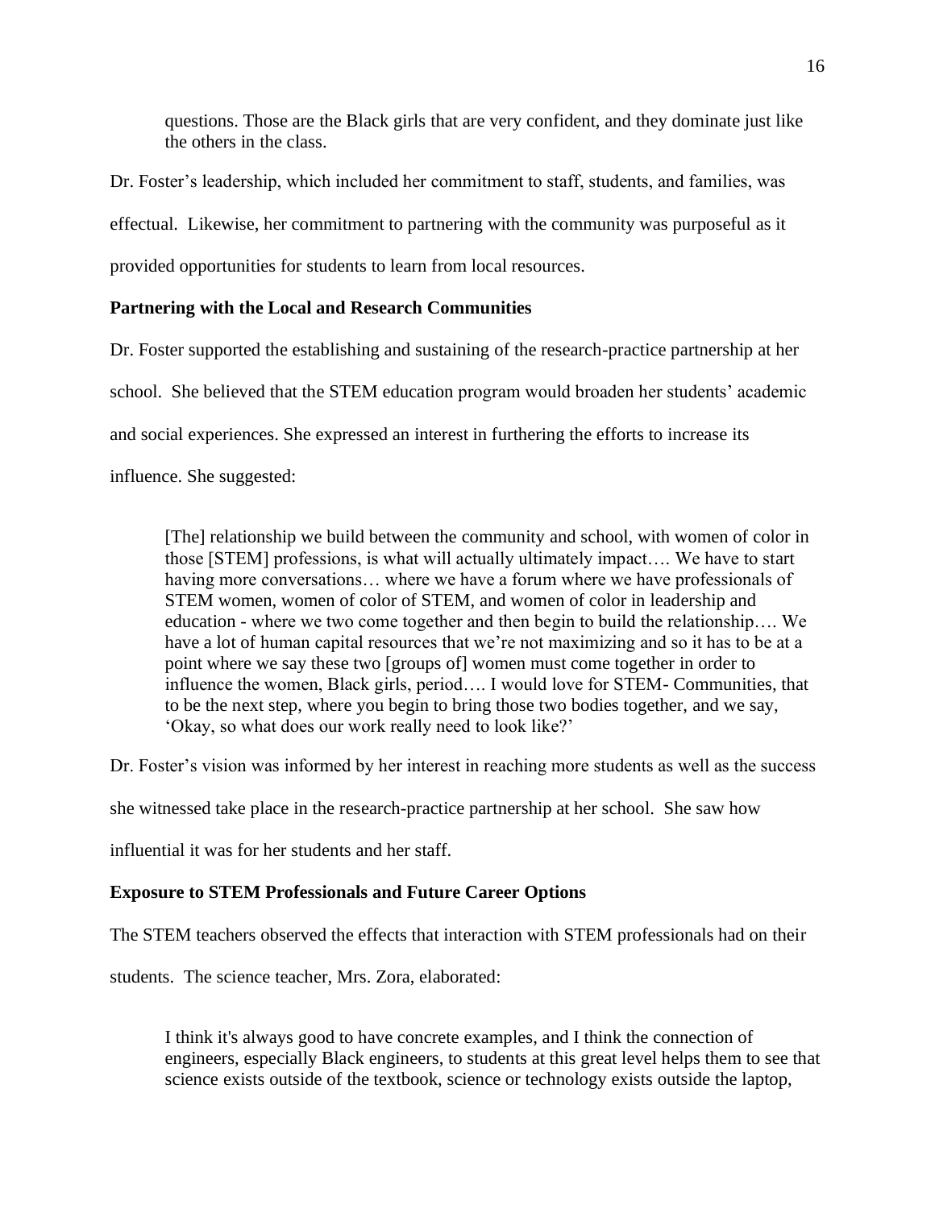> questions. Those are the Black girls that are very confident, and they dominate just like the others in the class.

Dr. Foster's leadership, which included her commitment to staff, students, and families, was effectual. Likewise, her commitment to partnering with the community was purposeful as it provided opportunities for students to learn from local resources.

**Partnering with the Local and Research Communities**

Dr. Foster supported the establishing and sustaining of the research-practice partnership at her school. She believed that the STEM education program would broaden her students' academic and social experiences. She expressed an interest in furthering the efforts to increase its influence. She suggested:

> [The] relationship we build between the community and school, with women of color in those [STEM] professions, is what will actually ultimately impact…. We have to start having more conversations… where we have a forum where we have professionals of STEM women, women of color of STEM, and women of color in leadership and education - where we two come together and then begin to build the relationship…. We have a lot of human capital resources that we're not maximizing and so it has to be at a point where we say these two [groups of] women must come together in order to influence the women, Black girls, period…. I would love for STEM- Communities, that to be the next step, where you begin to bring those two bodies together, and we say, 'Okay, so what does our work really need to look like?'

Dr. Foster's vision was informed by her interest in reaching more students as well as the success she witnessed take place in the research-practice partnership at her school. She saw how influential it was for her students and her staff.

**Exposure to STEM Professionals and Future Career Options**

The STEM teachers observed the effects that interaction with STEM professionals had on their students. The science teacher, Mrs. Zora, elaborated:

> I think it's always good to have concrete examples, and I think the connection of engineers, especially Black engineers, to students at this great level helps them to see that science exists outside of the textbook, science or technology exists outside the laptop,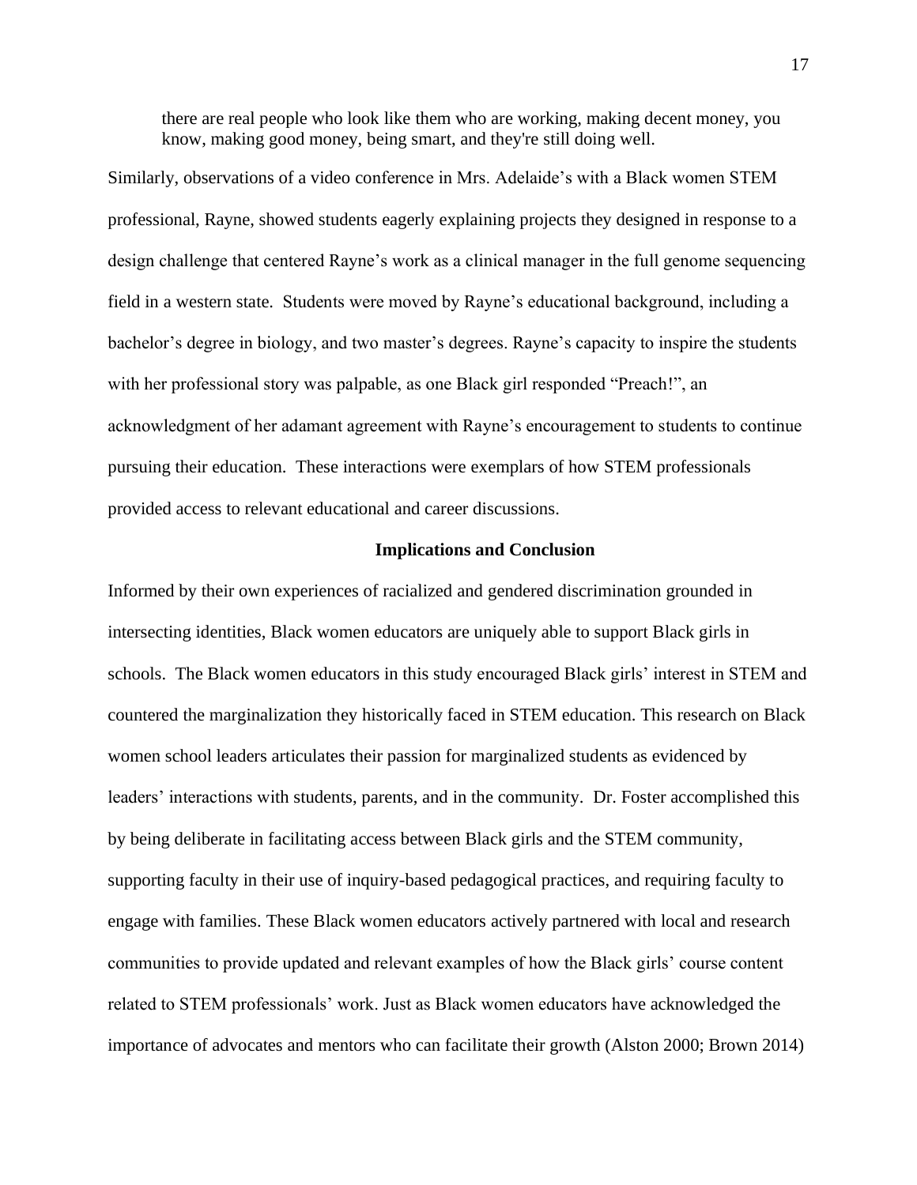> there are real people who look like them who are working, making decent money, you know, making good money, being smart, and they're still doing well.

Similarly, observations of a video conference in Mrs. Adelaide's with a Black women STEM professional, Rayne, showed students eagerly explaining projects they designed in response to a design challenge that centered Rayne's work as a clinical manager in the full genome sequencing field in a western state. Students were moved by Rayne's educational background, including a bachelor's degree in biology, and two master's degrees. Rayne's capacity to inspire the students with her professional story was palpable, as one Black girl responded "Preach!", an acknowledgment of her adamant agreement with Rayne's encouragement to students to continue pursuing their education. These interactions were exemplars of how STEM professionals provided access to relevant educational and career discussions.

## Implications and Conclusion

Informed by their own experiences of racialized and gendered discrimination grounded in intersecting identities, Black women educators are uniquely able to support Black girls in schools. The Black women educators in this study encouraged Black girls' interest in STEM and countered the marginalization they historically faced in STEM education. This research on Black women school leaders articulates their passion for marginalized students as evidenced by leaders' interactions with students, parents, and in the community. Dr. Foster accomplished this by being deliberate in facilitating access between Black girls and the STEM community, supporting faculty in their use of inquiry-based pedagogical practices, and requiring faculty to engage with families. These Black women educators actively partnered with local and research communities to provide updated and relevant examples of how the Black girls' course content related to STEM professionals' work. Just as Black women educators have acknowledged the importance of advocates and mentors who can facilitate their growth (Alston 2000; Brown 2014)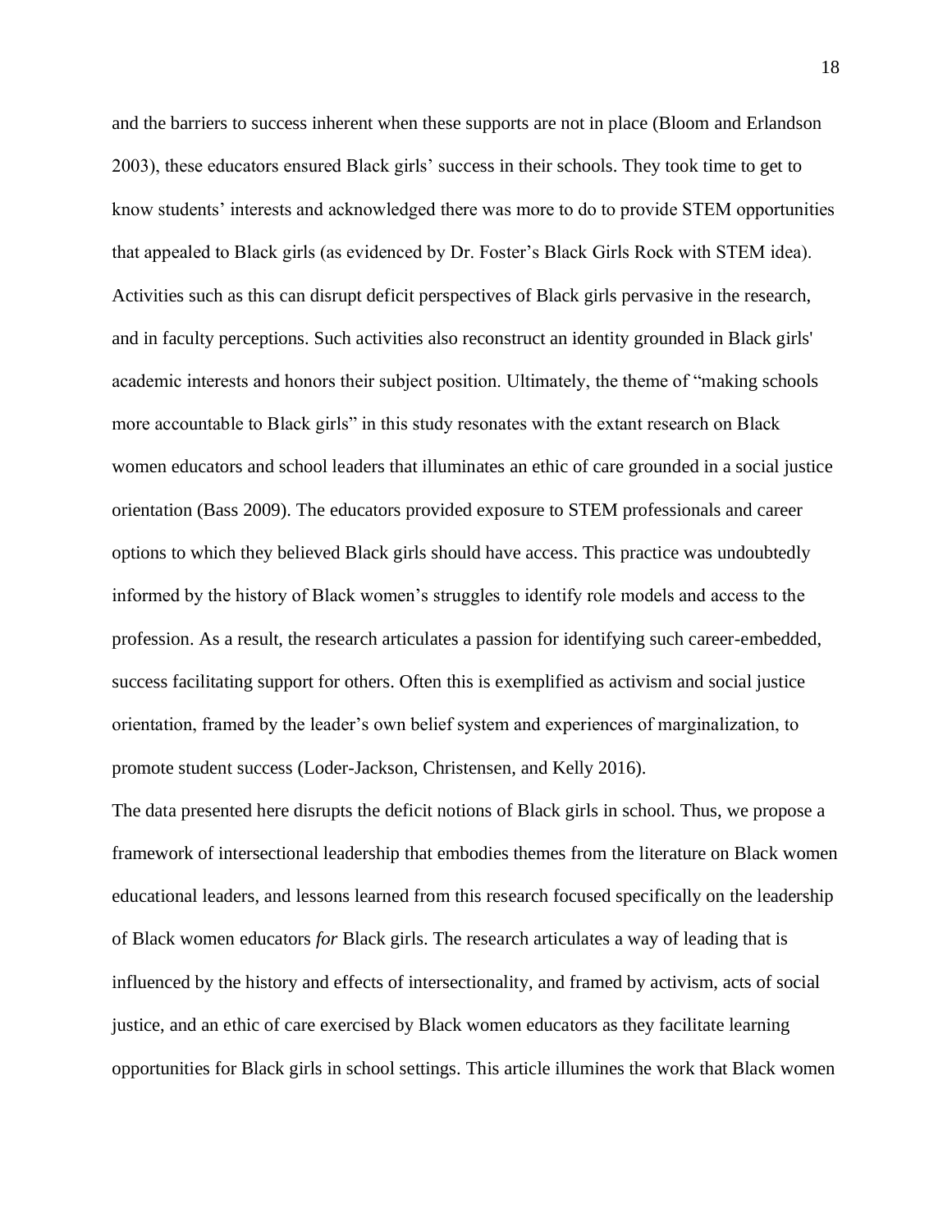and the barriers to success inherent when these supports are not in place (Bloom and Erlandson 2003), these educators ensured Black girls' success in their schools. They took time to get to know students' interests and acknowledged there was more to do to provide STEM opportunities that appealed to Black girls (as evidenced by Dr. Foster's Black Girls Rock with STEM idea). Activities such as this can disrupt deficit perspectives of Black girls pervasive in the research, and in faculty perceptions. Such activities also reconstruct an identity grounded in Black girls' academic interests and honors their subject position. Ultimately, the theme of "making schools more accountable to Black girls" in this study resonates with the extant research on Black women educators and school leaders that illuminates an ethic of care grounded in a social justice orientation (Bass 2009). The educators provided exposure to STEM professionals and career options to which they believed Black girls should have access. This practice was undoubtedly informed by the history of Black women's struggles to identify role models and access to the profession. As a result, the research articulates a passion for identifying such career-embedded, success facilitating support for others. Often this is exemplified as activism and social justice orientation, framed by the leader's own belief system and experiences of marginalization, to promote student success (Loder-Jackson, Christensen, and Kelly 2016).

The data presented here disrupts the deficit notions of Black girls in school. Thus, we propose a framework of intersectional leadership that embodies themes from the literature on Black women educational leaders, and lessons learned from this research focused specifically on the leadership of Black women educators *for* Black girls. The research articulates a way of leading that is influenced by the history and effects of intersectionality, and framed by activism, acts of social justice, and an ethic of care exercised by Black women educators as they facilitate learning opportunities for Black girls in school settings. This article illumines the work that Black women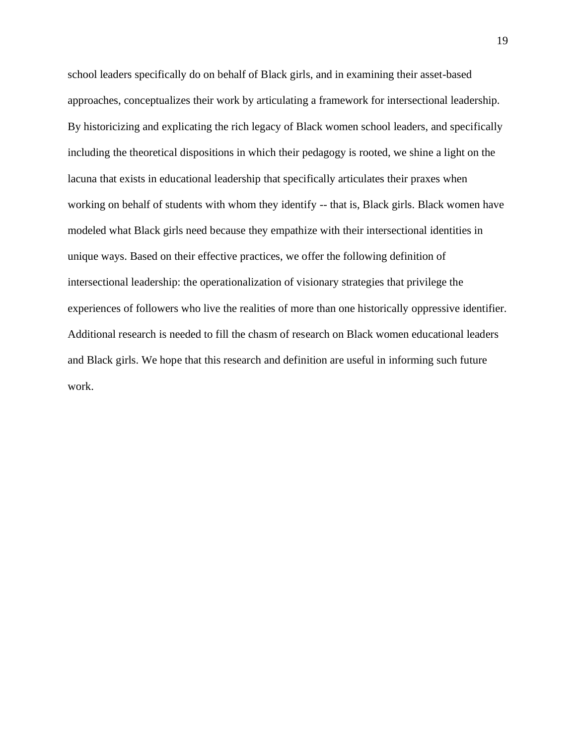school leaders specifically do on behalf of Black girls, and in examining their asset-based approaches, conceptualizes their work by articulating a framework for intersectional leadership. By historicizing and explicating the rich legacy of Black women school leaders, and specifically including the theoretical dispositions in which their pedagogy is rooted, we shine a light on the lacuna that exists in educational leadership that specifically articulates their praxes when working on behalf of students with whom they identify -- that is, Black girls. Black women have modeled what Black girls need because they empathize with their intersectional identities in unique ways. Based on their effective practices, we offer the following definition of intersectional leadership: the operationalization of visionary strategies that privilege the experiences of followers who live the realities of more than one historically oppressive identifier. Additional research is needed to fill the chasm of research on Black women educational leaders and Black girls. We hope that this research and definition are useful in informing such future work.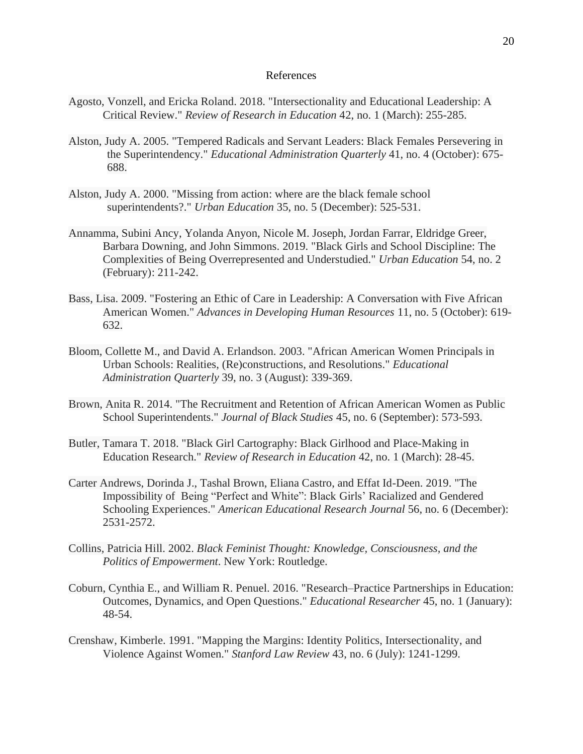# References

Agosto, Vonzell, and Ericka Roland. 2018. "Intersectionality and Educational Leadership: A Critical Review." *Review of Research in Education* 42, no. 1 (March): 255-285.

Alston, Judy A. 2005. "Tempered Radicals and Servant Leaders: Black Females Persevering in the Superintendency." *Educational Administration Quarterly* 41, no. 4 (October): 675-688.

Alston, Judy A. 2000. "Missing from action: where are the black female school superintendents?." *Urban Education* 35, no. 5 (December): 525-531.

Annamma, Subini Ancy, Yolanda Anyon, Nicole M. Joseph, Jordan Farrar, Eldridge Greer, Barbara Downing, and John Simmons. 2019. "Black Girls and School Discipline: The Complexities of Being Overrepresented and Understudied." *Urban Education* 54, no. 2 (February): 211-242.

Bass, Lisa. 2009. "Fostering an Ethic of Care in Leadership: A Conversation with Five African American Women." *Advances in Developing Human Resources* 11, no. 5 (October): 619-632.

Bloom, Collette M., and David A. Erlandson. 2003. "African American Women Principals in Urban Schools: Realities, (Re)constructions, and Resolutions." *Educational Administration Quarterly* 39, no. 3 (August): 339-369.

Brown, Anita R. 2014. "The Recruitment and Retention of African American Women as Public School Superintendents." *Journal of Black Studies* 45, no. 6 (September): 573-593.

Butler, Tamara T. 2018. "Black Girl Cartography: Black Girlhood and Place-Making in Education Research." *Review of Research in Education* 42, no. 1 (March): 28-45.

Carter Andrews, Dorinda J., Tashal Brown, Eliana Castro, and Effat Id-Deen. 2019. "The Impossibility of Being "Perfect and White": Black Girls' Racialized and Gendered Schooling Experiences." *American Educational Research Journal* 56, no. 6 (December): 2531-2572.

Collins, Patricia Hill. 2002. *Black Feminist Thought: Knowledge, Consciousness, and the Politics of Empowerment*. New York: Routledge.

Coburn, Cynthia E., and William R. Penuel. 2016. "Research–Practice Partnerships in Education: Outcomes, Dynamics, and Open Questions." *Educational Researcher* 45, no. 1 (January): 48-54.

Crenshaw, Kimberle. 1991. "Mapping the Margins: Identity Politics, Intersectionality, and Violence Against Women." *Stanford Law Review* 43, no. 6 (July): 1241-1299.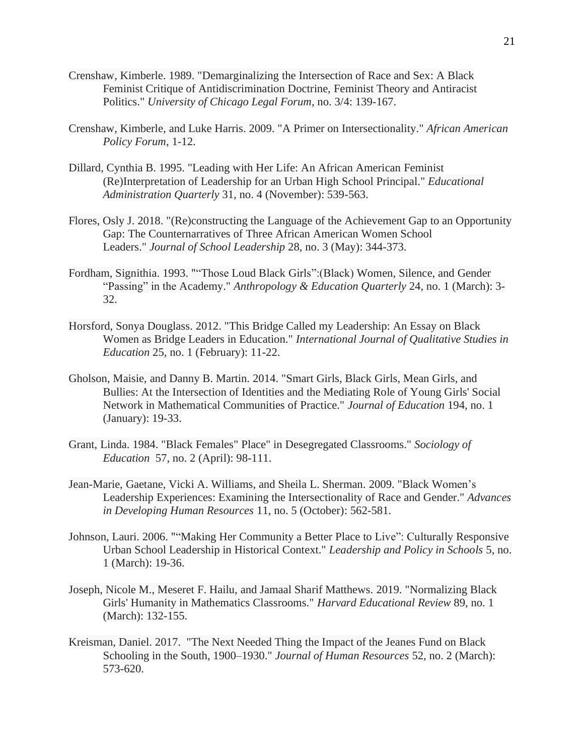Crenshaw, Kimberle. 1989. "Demarginalizing the Intersection of Race and Sex: A Black Feminist Critique of Antidiscrimination Doctrine, Feminist Theory and Antiracist Politics." *University of Chicago Legal Forum*, no. 3/4: 139-167.

Crenshaw, Kimberle, and Luke Harris. 2009. "A Primer on Intersectionality." *African American Policy Forum*, 1-12.

Dillard, Cynthia B. 1995. "Leading with Her Life: An African American Feminist (Re)Interpretation of Leadership for an Urban High School Principal." *Educational Administration Quarterly* 31, no. 4 (November): 539-563.

Flores, Osly J. 2018. "(Re)constructing the Language of the Achievement Gap to an Opportunity Gap: The Counternarratives of Three African American Women School Leaders." *Journal of School Leadership* 28, no. 3 (May): 344-373.

Fordham, Signithia. 1993. "“Those Loud Black Girls”:(Black) Women, Silence, and Gender “Passing” in the Academy." *Anthropology & Education Quarterly* 24, no. 1 (March): 3-32.

Horsford, Sonya Douglass. 2012. "This Bridge Called my Leadership: An Essay on Black Women as Bridge Leaders in Education." *International Journal of Qualitative Studies in Education* 25, no. 1 (February): 11-22.

Gholson, Maisie, and Danny B. Martin. 2014. "Smart Girls, Black Girls, Mean Girls, and Bullies: At the Intersection of Identities and the Mediating Role of Young Girls' Social Network in Mathematical Communities of Practice." *Journal of Education* 194, no. 1 (January): 19-33.

Grant, Linda. 1984. "Black Females" Place" in Desegregated Classrooms." *Sociology of Education* 57, no. 2 (April): 98-111.

Jean-Marie, Gaetane, Vicki A. Williams, and Sheila L. Sherman. 2009. "Black Women’s Leadership Experiences: Examining the Intersectionality of Race and Gender." *Advances in Developing Human Resources* 11, no. 5 (October): 562-581.

Johnson, Lauri. 2006. "“Making Her Community a Better Place to Live”: Culturally Responsive Urban School Leadership in Historical Context." *Leadership and Policy in Schools* 5, no. 1 (March): 19-36.

Joseph, Nicole M., Meseret F. Hailu, and Jamaal Sharif Matthews. 2019. "Normalizing Black Girls' Humanity in Mathematics Classrooms." *Harvard Educational Review* 89, no. 1 (March): 132-155.

Kreisman, Daniel. 2017. "The Next Needed Thing the Impact of the Jeanes Fund on Black Schooling in the South, 1900–1930." *Journal of Human Resources* 52, no. 2 (March): 573-620.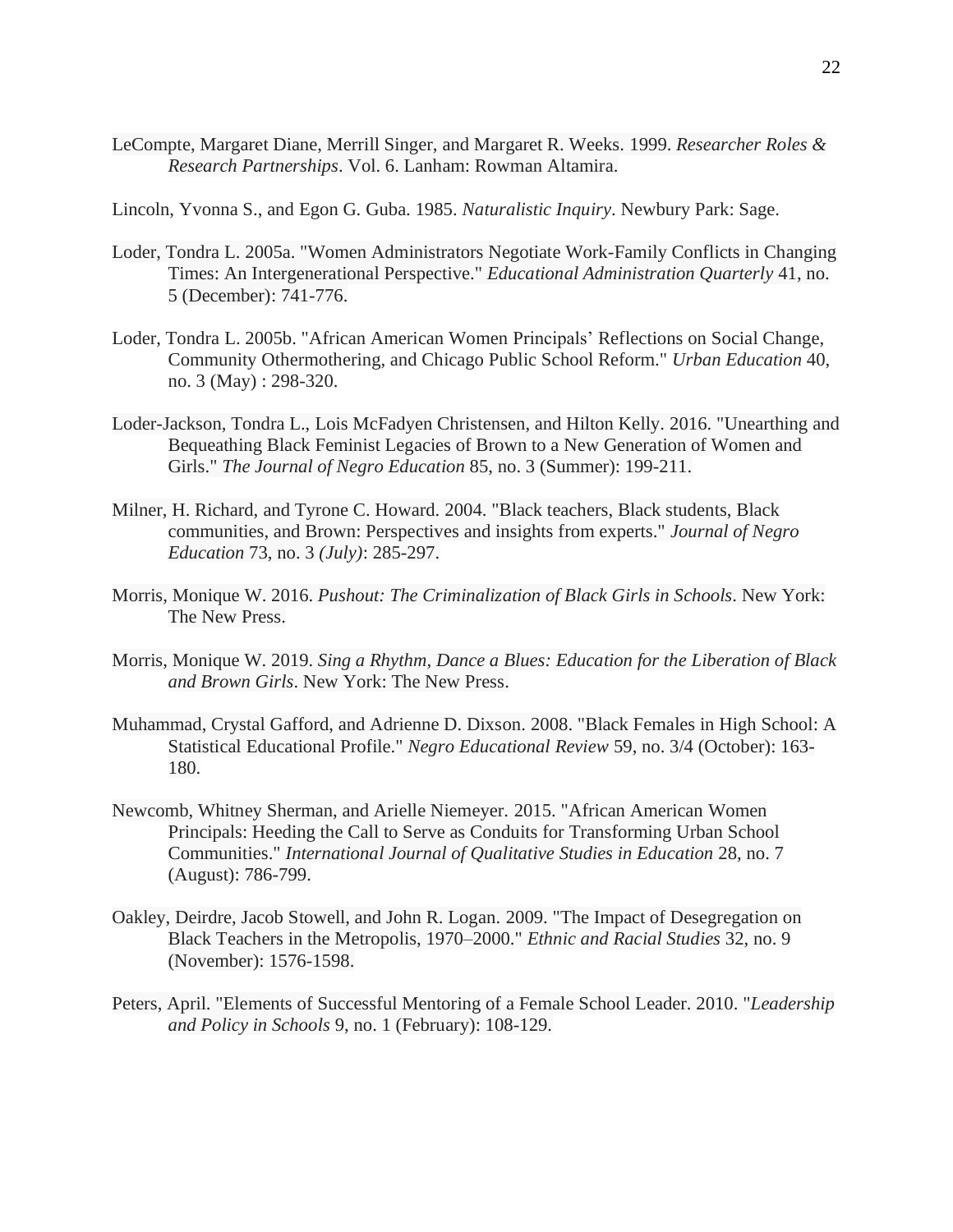LeCompte, Margaret Diane, Merrill Singer, and Margaret R. Weeks. 1999. *Researcher Roles & Research Partnerships*. Vol. 6. Lanham: Rowman Altamira.

Lincoln, Yvonna S., and Egon G. Guba. 1985. *Naturalistic Inquiry*. Newbury Park: Sage.

Loder, Tondra L. 2005a. "Women Administrators Negotiate Work-Family Conflicts in Changing Times: An Intergenerational Perspective." *Educational Administration Quarterly* 41, no. 5 (December): 741-776.

Loder, Tondra L. 2005b. "African American Women Principals' Reflections on Social Change, Community Othermothering, and Chicago Public School Reform." *Urban Education* 40, no. 3 (May) : 298-320.

Loder-Jackson, Tondra L., Lois McFadyen Christensen, and Hilton Kelly. 2016. "Unearthing and Bequeathing Black Feminist Legacies of Brown to a New Generation of Women and Girls." *The Journal of Negro Education* 85, no. 3 (Summer): 199-211.

Milner, H. Richard, and Tyrone C. Howard. 2004. "Black teachers, Black students, Black communities, and Brown: Perspectives and insights from experts." *Journal of Negro Education* 73, no. 3 *(July)*: 285-297.

Morris, Monique W. 2016. *Pushout: The Criminalization of Black Girls in Schools*. New York: The New Press.

Morris, Monique W. 2019. *Sing a Rhythm, Dance a Blues: Education for the Liberation of Black and Brown Girls*. New York: The New Press.

Muhammad, Crystal Gafford, and Adrienne D. Dixson. 2008. "Black Females in High School: A Statistical Educational Profile." *Negro Educational Review* 59, no. 3/4 (October): 163-180.

Newcomb, Whitney Sherman, and Arielle Niemeyer. 2015. "African American Women Principals: Heeding the Call to Serve as Conduits for Transforming Urban School Communities." *International Journal of Qualitative Studies in Education* 28, no. 7 (August): 786-799.

Oakley, Deirdre, Jacob Stowell, and John R. Logan. 2009. "The Impact of Desegregation on Black Teachers in the Metropolis, 1970–2000." *Ethnic and Racial Studies* 32, no. 9 (November): 1576-1598.

Peters, April. "Elements of Successful Mentoring of a Female School Leader. 2010. "*Leadership and Policy in Schools* 9, no. 1 (February): 108-129.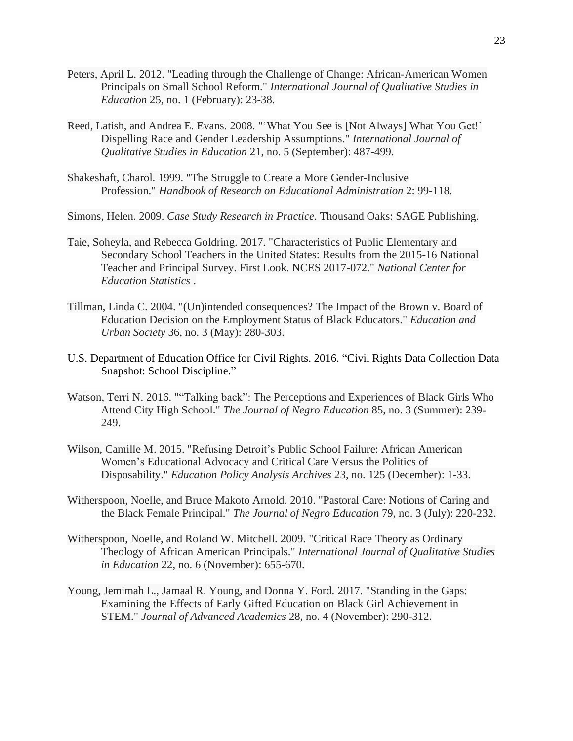Peters, April L. 2012. "Leading through the Challenge of Change: African-American Women Principals on Small School Reform." *International Journal of Qualitative Studies in Education* 25, no. 1 (February): 23-38.

Reed, Latish, and Andrea E. Evans. 2008. "'What You See is [Not Always] What You Get!' Dispelling Race and Gender Leadership Assumptions." *International Journal of Qualitative Studies in Education* 21, no. 5 (September): 487-499.

Shakeshaft, Charol. 1999. "The Struggle to Create a More Gender-Inclusive Profession." *Handbook of Research on Educational Administration* 2: 99-118.

Simons, Helen. 2009. *Case Study Research in Practice*. Thousand Oaks: SAGE Publishing.

Taie, Soheyla, and Rebecca Goldring. 2017. "Characteristics of Public Elementary and Secondary School Teachers in the United States: Results from the 2015-16 National Teacher and Principal Survey. First Look. NCES 2017-072." *National Center for Education Statistics* .

Tillman, Linda C. 2004. "(Un)intended consequences? The Impact of the Brown v. Board of Education Decision on the Employment Status of Black Educators." *Education and Urban Society* 36, no. 3 (May): 280-303.

U.S. Department of Education Office for Civil Rights. 2016. "Civil Rights Data Collection Data Snapshot: School Discipline."

Watson, Terri N. 2016. ""Talking back": The Perceptions and Experiences of Black Girls Who Attend City High School." *The Journal of Negro Education* 85, no. 3 (Summer): 239-249.

Wilson, Camille M. 2015. "Refusing Detroit's Public School Failure: African American Women's Educational Advocacy and Critical Care Versus the Politics of Disposability." *Education Policy Analysis Archives* 23, no. 125 (December): 1-33.

Witherspoon, Noelle, and Bruce Makoto Arnold. 2010. "Pastoral Care: Notions of Caring and the Black Female Principal." *The Journal of Negro Education* 79, no. 3 (July): 220-232.

Witherspoon, Noelle, and Roland W. Mitchell. 2009. "Critical Race Theory as Ordinary Theology of African American Principals." *International Journal of Qualitative Studies in Education* 22, no. 6 (November): 655-670.

Young, Jemimah L., Jamaal R. Young, and Donna Y. Ford. 2017. "Standing in the Gaps: Examining the Effects of Early Gifted Education on Black Girl Achievement in STEM." *Journal of Advanced Academics* 28, no. 4 (November): 290-312.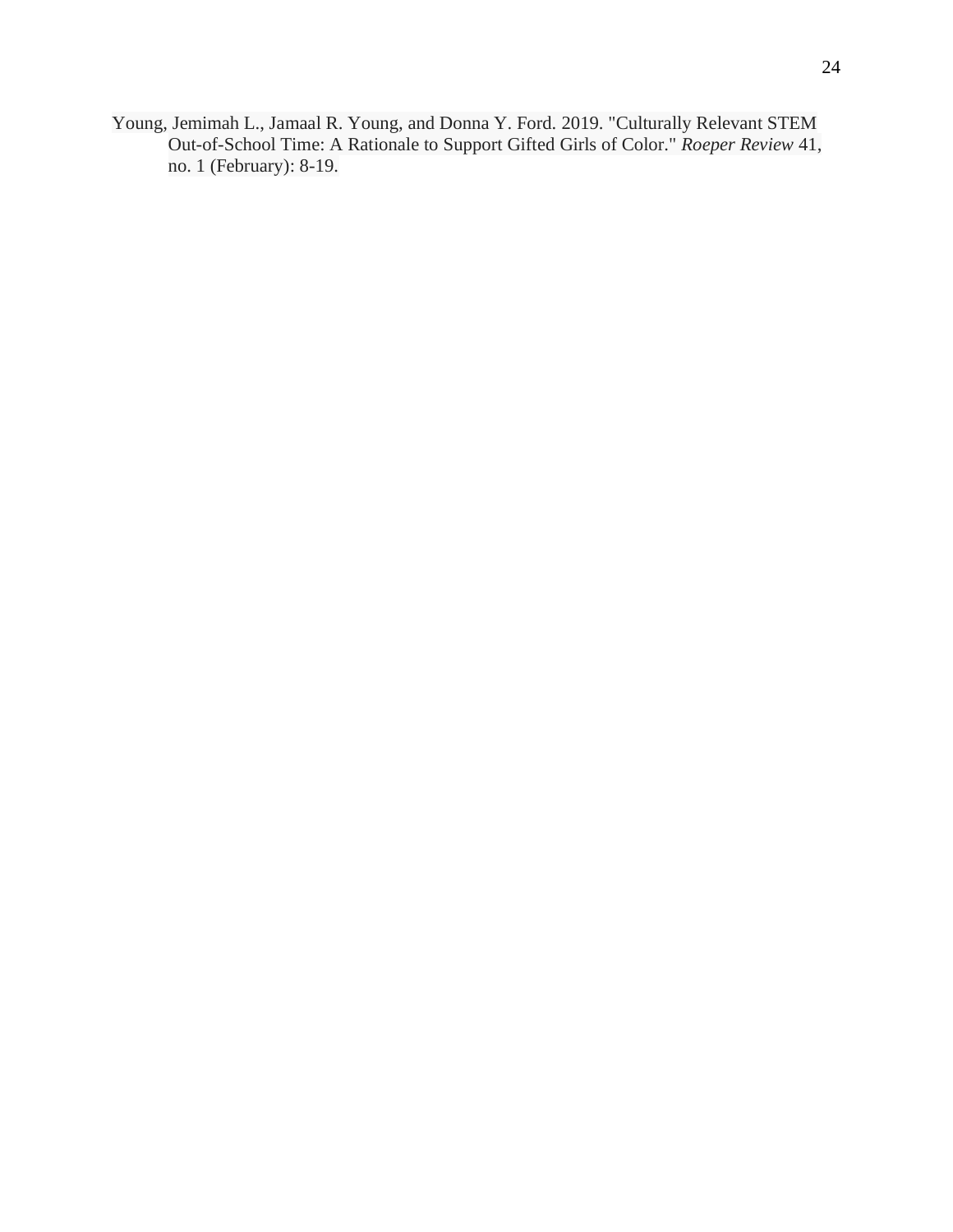Young, Jemimah L., Jamaal R. Young, and Donna Y. Ford. 2019. "Culturally Relevant STEM Out-of-School Time: A Rationale to Support Gifted Girls of Color." *Roeper Review* 41, no. 1 (February): 8-19.